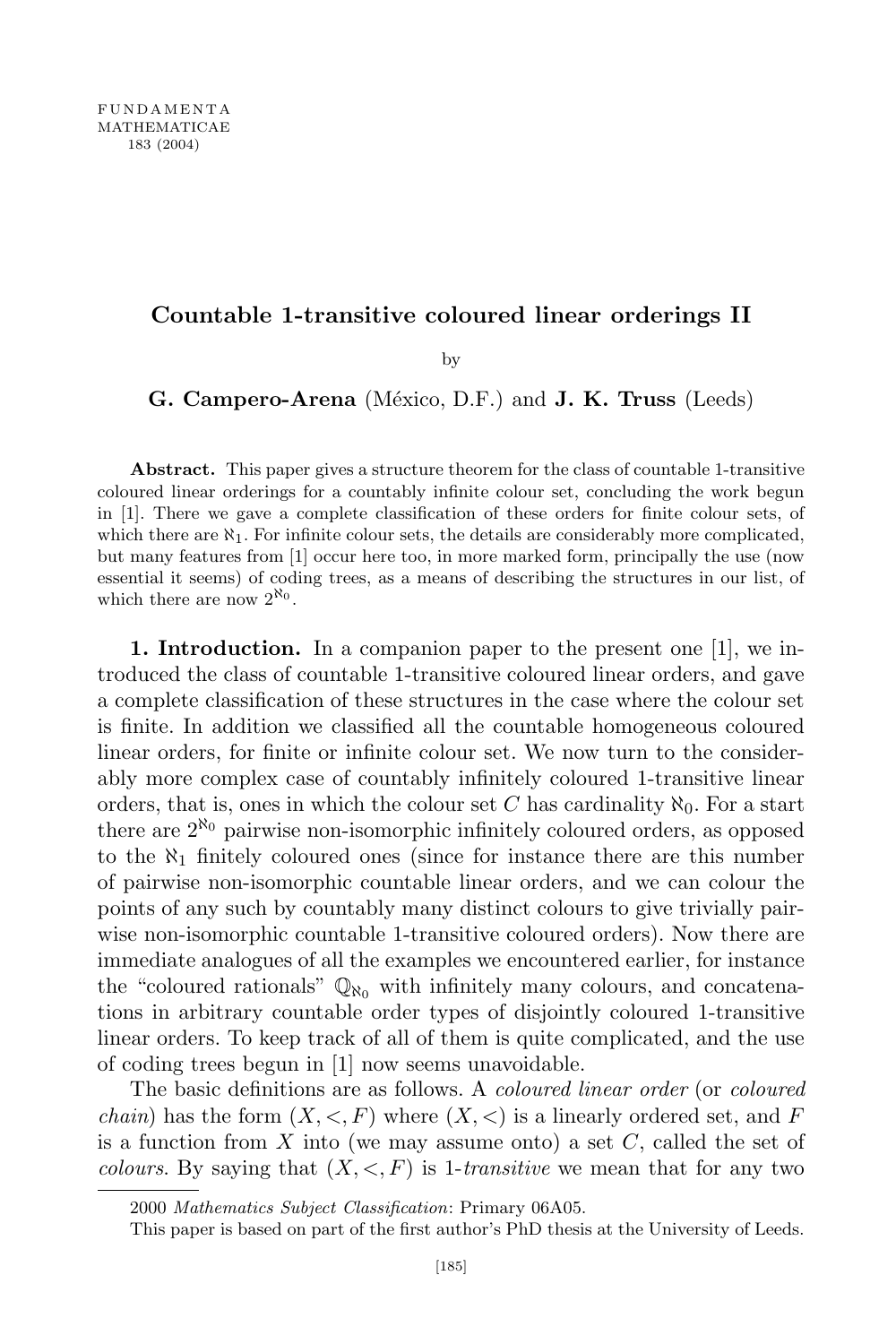# Countable 1-transitive coloured linear orderings II

by

**G. Campero-Arena** (México, D.F.) and **J. K. Truss** (Leeds)

**Abstract.** This paper gives a structure theorem for the class of countable 1-transitive coloured linear orderings for a countably infinite colour set, concluding the work begun in [1]. There we gave a complete classification of these orders for finite colour sets, of which there are $\aleph_1$. For infinite colour sets, the details are considerably more complicated, but many features from [1] occur here too, in more marked form, principally the use (now essential it seems) of coding trees, as a means of describing the structures in our list, of which there are now $2^{\aleph_0}$.

**1. Introduction.** In a companion paper to the present one [1], we introduced the class of countable 1-transitive coloured linear orders, and gave a complete classification of these structures in the case where the colour set is finite. In addition we classified all the countable homogeneous coloured linear orders, for finite or infinite colour set. We now turn to the considerably more complex case of countably infinitely coloured 1-transitive linear orders, that is, ones in which the colour set $C$ has cardinality $\aleph_0$. For a start there are $2^{\aleph_0}$ pairwise non-isomorphic infinitely coloured orders, as opposed to the $\aleph_1$ finitely coloured ones (since for instance there are this number of pairwise non-isomorphic countable linear orders, and we can colour the points of any such by countably many distinct colours to give trivially pairwise non-isomorphic countable 1-transitive coloured orders). Now there are immediate analogues of all the examples we encountered earlier, for instance the "coloured rationals" $\mathbb{Q}_{\aleph_0}$ with infinitely many colours, and concatenations in arbitrary countable order types of disjointly coloured 1-transitive linear orders. To keep track of all of them is quite complicated, and the use of coding trees begun in [1] now seems unavoidable.

The basic definitions are as follows. A *coloured linear order* (or *coloured chain*) has the form $(X, <, F)$ where $(X, <)$ is a linearly ordered set, and $F$ is a function from $X$ into (we may assume onto) a set $C$, called the set of *colours*. By saying that $(X, <, F)$ is 1-*transitive* we mean that for any two

2000 *Mathematics Subject Classification*: Primary 06A05.

This paper is based on part of the first author's PhD thesis at the University of Leeds.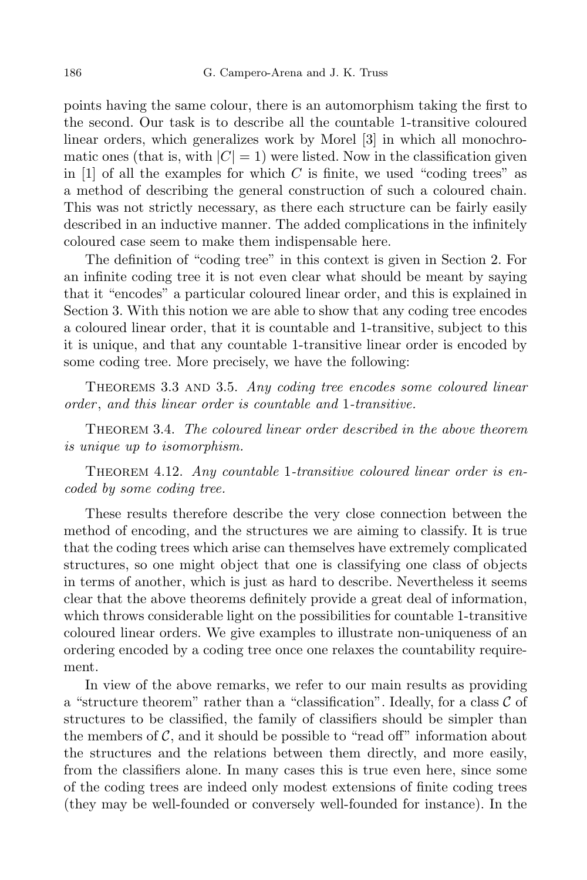points having the same colour, there is an automorphism taking the first to the second. Our task is to describe all the countable 1-transitive coloured linear orders, which generalizes work by Morel [3] in which all monochromatic ones (that is, with $|C| = 1$) were listed. Now in the classification given in [1] of all the examples for which $C$ is finite, we used "coding trees" as a method of describing the general construction of such a coloured chain. This was not strictly necessary, as there each structure can be fairly easily described in an inductive manner. The added complications in the infinitely coloured case seem to make them indispensable here.

The definition of "coding tree" in this context is given in Section 2. For an infinite coding tree it is not even clear what should be meant by saying that it "encodes" a particular coloured linear order, and this is explained in Section 3. With this notion we are able to show that any coding tree encodes a coloured linear order, that it is countable and 1-transitive, subject to this it is unique, and that any countable 1-transitive linear order is encoded by some coding tree. More precisely, we have the following:

Theorems 3.3 and 3.5. *Any coding tree encodes some coloured linear order, and this linear order is countable and 1-transitive.*

Theorem 3.4. *The coloured linear order described in the above theorem is unique up to isomorphism.*

Theorem 4.12. *Any countable 1-transitive coloured linear order is encoded by some coding tree.*

These results therefore describe the very close connection between the method of encoding, and the structures we are aiming to classify. It is true that the coding trees which arise can themselves have extremely complicated structures, so one might object that one is classifying one class of objects in terms of another, which is just as hard to describe. Nevertheless it seems clear that the above theorems definitely provide a great deal of information, which throws considerable light on the possibilities for countable 1-transitive coloured linear orders. We give examples to illustrate non-uniqueness of an ordering encoded by a coding tree once one relaxes the countability requirement.

In view of the above remarks, we refer to our main results as providing a "structure theorem" rather than a "classification". Ideally, for a class $\mathcal{C}$ of structures to be classified, the family of classifiers should be simpler than the members of $\mathcal{C}$, and it should be possible to "read off" information about the structures and the relations between them directly, and more easily, from the classifiers alone. In many cases this is true even here, since some of the coding trees are indeed only modest extensions of finite coding trees (they may be well-founded or conversely well-founded for instance). In the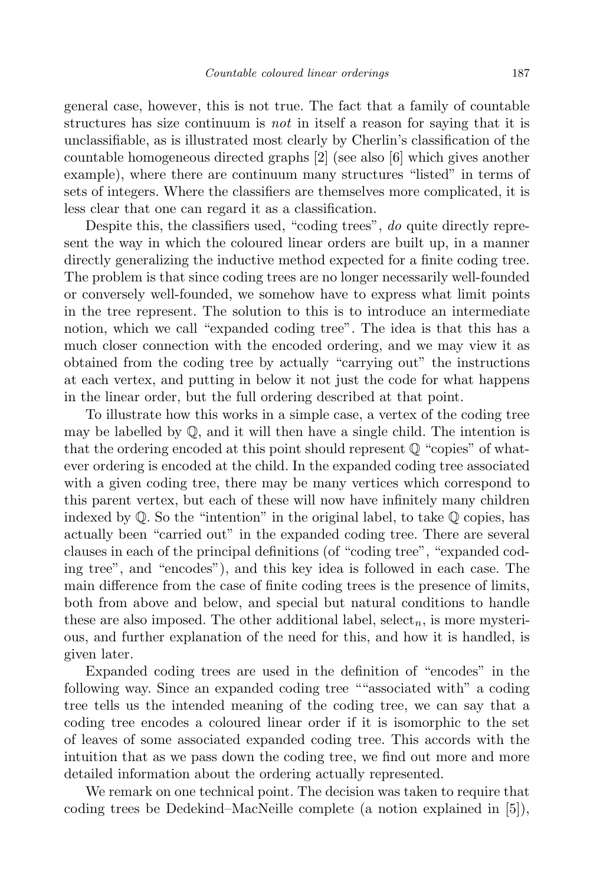general case, however, this is not true. The fact that a family of countable structures has size continuum is *not* in itself a reason for saying that it is unclassifiable, as is illustrated most clearly by Cherlin's classification of the countable homogeneous directed graphs [2] (see also [6] which gives another example), where there are continuum many structures "listed" in terms of sets of integers. Where the classifiers are themselves more complicated, it is less clear that one can regard it as a classification.

Despite this, the classifiers used, "coding trees", *do* quite directly represent the way in which the coloured linear orders are built up, in a manner directly generalizing the inductive method expected for a finite coding tree. The problem is that since coding trees are no longer necessarily well-founded or conversely well-founded, we somehow have to express what limit points in the tree represent. The solution to this is to introduce an intermediate notion, which we call "expanded coding tree". The idea is that this has a much closer connection with the encoded ordering, and we may view it as obtained from the coding tree by actually "carrying out" the instructions at each vertex, and putting in below it not just the code for what happens in the linear order, but the full ordering described at that point.

To illustrate how this works in a simple case, a vertex of the coding tree may be labelled by $\mathbb{Q}$, and it will then have a single child. The intention is that the ordering encoded at this point should represent $\mathbb{Q}$ "copies" of whatever ordering is encoded at the child. In the expanded coding tree associated with a given coding tree, there may be many vertices which correspond to this parent vertex, but each of these will now have infinitely many children indexed by $\mathbb{Q}$. So the "intention" in the original label, to take $\mathbb{Q}$ copies, has actually been "carried out" in the expanded coding tree. There are several clauses in each of the principal definitions (of "coding tree", "expanded coding tree", and "encodes"), and this key idea is followed in each case. The main difference from the case of finite coding trees is the presence of limits, both from above and below, and special but natural conditions to handle these are also imposed. The other additional label, $\mathrm{select}_n$, is more mysterious, and further explanation of the need for this, and how it is handled, is given later.

Expanded coding trees are used in the definition of "encodes" in the following way. Since an expanded coding tree ""associated with" a coding tree tells us the intended meaning of the coding tree, we can say that a coding tree encodes a coloured linear order if it is isomorphic to the set of leaves of some associated expanded coding tree. This accords with the intuition that as we pass down the coding tree, we find out more and more detailed information about the ordering actually represented.

We remark on one technical point. The decision was taken to require that coding trees be Dedekind–MacNeille complete (a notion explained in [5]),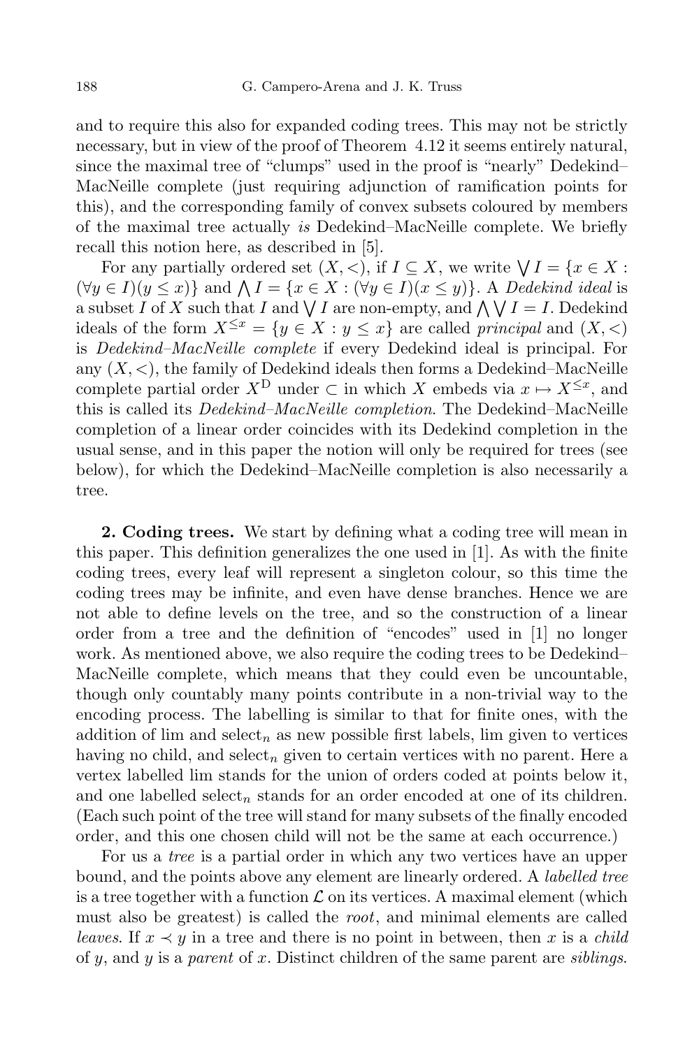and to require this also for expanded coding trees. This may not be strictly necessary, but in view of the proof of Theorem 4.12 it seems entirely natural, since the maximal tree of "clumps" used in the proof is "nearly" Dedekind–MacNeille complete (just requiring adjunction of ramification points for this), and the corresponding family of convex subsets coloured by members of the maximal tree actually *is* Dedekind–MacNeille complete. We briefly recall this notion here, as described in [5].

For any partially ordered set $(X, <)$, if $I \subseteq X$, we write $\bigvee I = \{x \in X : (\forall y \in I)(y \leq x)\}$ and $\bigwedge I = \{x \in X : (\forall y \in I)(x \leq y)\}$. A *Dedekind ideal* is a subset $I$ of $X$ such that $I$ and $\bigvee I$ are non-empty, and $\bigwedge \bigvee I = I$. Dedekind ideals of the form $X^{\leq x} = \{y \in X : y \leq x\}$ are called *principal* and $(X, <)$ is *Dedekind–MacNeille complete* if every Dedekind ideal is principal. For any $(X, <)$, the family of Dedekind ideals then forms a Dedekind–MacNeille complete partial order $X^{\mathrm{D}}$ under $\subset$ in which $X$ embeds via $x \mapsto X^{\leq x}$, and this is called its *Dedekind–MacNeille completion*. The Dedekind–MacNeille completion of a linear order coincides with its Dedekind completion in the usual sense, and in this paper the notion will only be required for trees (see below), for which the Dedekind–MacNeille completion is also necessarily a tree.

**2. Coding trees.** We start by defining what a coding tree will mean in this paper. This definition generalizes the one used in [1]. As with the finite coding trees, every leaf will represent a singleton colour, so this time the coding trees may be infinite, and even have dense branches. Hence we are not able to define levels on the tree, and so the construction of a linear order from a tree and the definition of "encodes" used in [1] no longer work. As mentioned above, we also require the coding trees to be Dedekind–MacNeille complete, which means that they could even be uncountable, though only countably many points contribute in a non-trivial way to the encoding process. The labelling is similar to that for finite ones, with the addition of lim and $\mathrm{select}_n$ as new possible first labels, lim given to vertices having no child, and $\mathrm{select}_n$ given to certain vertices with no parent. Here a vertex labelled lim stands for the union of orders coded at points below it, and one labelled $\mathrm{select}_n$ stands for an order encoded at one of its children. (Each such point of the tree will stand for many subsets of the finally encoded order, and this one chosen child will not be the same at each occurrence.)

For us a *tree* is a partial order in which any two vertices have an upper bound, and the points above any element are linearly ordered. A *labelled tree* is a tree together with a function $\mathcal{L}$ on its vertices. A maximal element (which must also be greatest) is called the *root*, and minimal elements are called *leaves*. If $x \prec y$ in a tree and there is no point in between, then $x$ is a *child* of $y$, and $y$ is a *parent* of $x$. Distinct children of the same parent are *siblings*.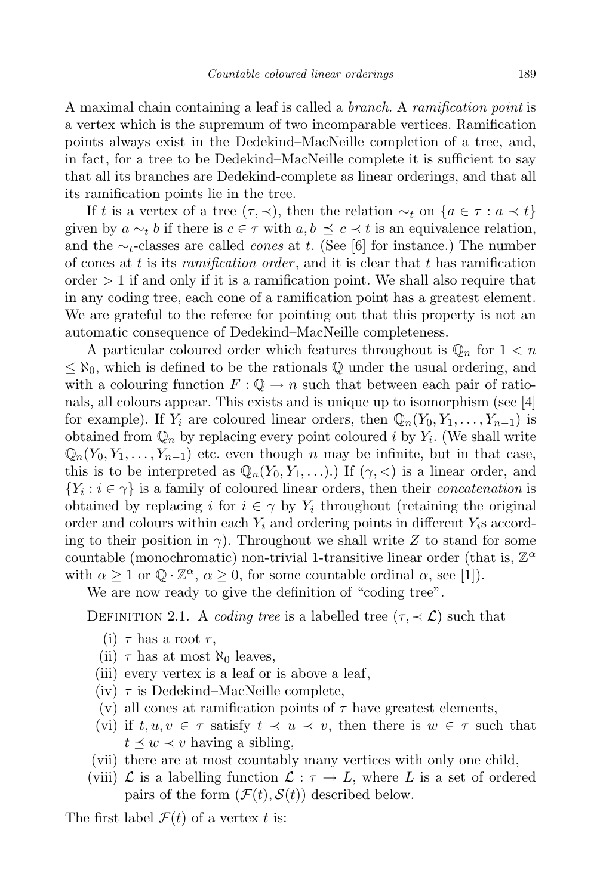A maximal chain containing a leaf is called a *branch*. A *ramification point* is a vertex which is the supremum of two incomparable vertices. Ramification points always exist in the Dedekind–MacNeille completion of a tree, and, in fact, for a tree to be Dedekind–MacNeille complete it is sufficient to say that all its branches are Dedekind-complete as linear orderings, and that all its ramification points lie in the tree.

If $t$ is a vertex of a tree $(\tau, \prec)$, then the relation $\sim_t$ on $\{a \in \tau : a \prec t\}$ given by $a \sim_t b$ if there is $c \in \tau$ with $a, b \preceq c \prec t$ is an equivalence relation, and the $\sim_t$-classes are called *cones* at $t$. (See [6] for instance.) The number of cones at $t$ is its *ramification order*, and it is clear that $t$ has ramification order $> 1$ if and only if it is a ramification point. We shall also require that in any coding tree, each cone of a ramification point has a greatest element. We are grateful to the referee for pointing out that this property is not an automatic consequence of Dedekind–MacNeille completeness.

A particular coloured order which features throughout is $\mathbb{Q}_n$ for $1 < n \leq \aleph_0$, which is defined to be the rationals $\mathbb{Q}$ under the usual ordering, and with a colouring function $F : \mathbb{Q} \to n$ such that between each pair of rationals, all colours appear. This exists and is unique up to isomorphism (see [4] for example). If $Y_i$ are coloured linear orders, then $\mathbb{Q}_n(Y_0, Y_1, \ldots, Y_{n-1})$ is obtained from $\mathbb{Q}_n$ by replacing every point coloured $i$ by $Y_i$. (We shall write $\mathbb{Q}_n(Y_0, Y_1, \ldots, Y_{n-1})$ etc. even though $n$ may be infinite, but in that case, this is to be interpreted as $\mathbb{Q}_n(Y_0, Y_1, \ldots)$.) If $(\gamma, <)$ is a linear order, and $\{Y_i : i \in \gamma\}$ is a family of coloured linear orders, then their *concatenation* is obtained by replacing $i$ for $i \in \gamma$ by $Y_i$ throughout (retaining the original order and colours within each $Y_i$ and ordering points in different $Y_i$s according to their position in $\gamma$). Throughout we shall write $Z$ to stand for some countable (monochromatic) non-trivial 1-transitive linear order (that is, $\mathbb{Z}^\alpha$ with $\alpha \geq 1$ or $\mathbb{Q} \cdot \mathbb{Z}^\alpha$, $\alpha \geq 0$, for some countable ordinal $\alpha$, see [1]).

We are now ready to give the definition of "coding tree".

Definition 2.1. A *coding tree* is a labelled tree $(\tau, \prec \mathcal{L})$ such that

- (i) $\tau$ has a root $r$,
- (ii) $\tau$ has at most $\aleph_0$ leaves,
- (iii) every vertex is a leaf or is above a leaf,
- (iv) $\tau$ is Dedekind–MacNeille complete,
- (v) all cones at ramification points of $\tau$ have greatest elements,
- (vi) if $t, u, v \in \tau$ satisfy $t \prec u \prec v$, then there is $w \in \tau$ such that $t \preceq w \prec v$ having a sibling,
- (vii) there are at most countably many vertices with only one child,
- (viii) $\mathcal{L}$ is a labelling function $\mathcal{L} : \tau \to L$, where $L$ is a set of ordered pairs of the form $(\mathcal{F}(t), \mathcal{S}(t))$ described below.

The first label $\mathcal{F}(t)$ of a vertex $t$ is: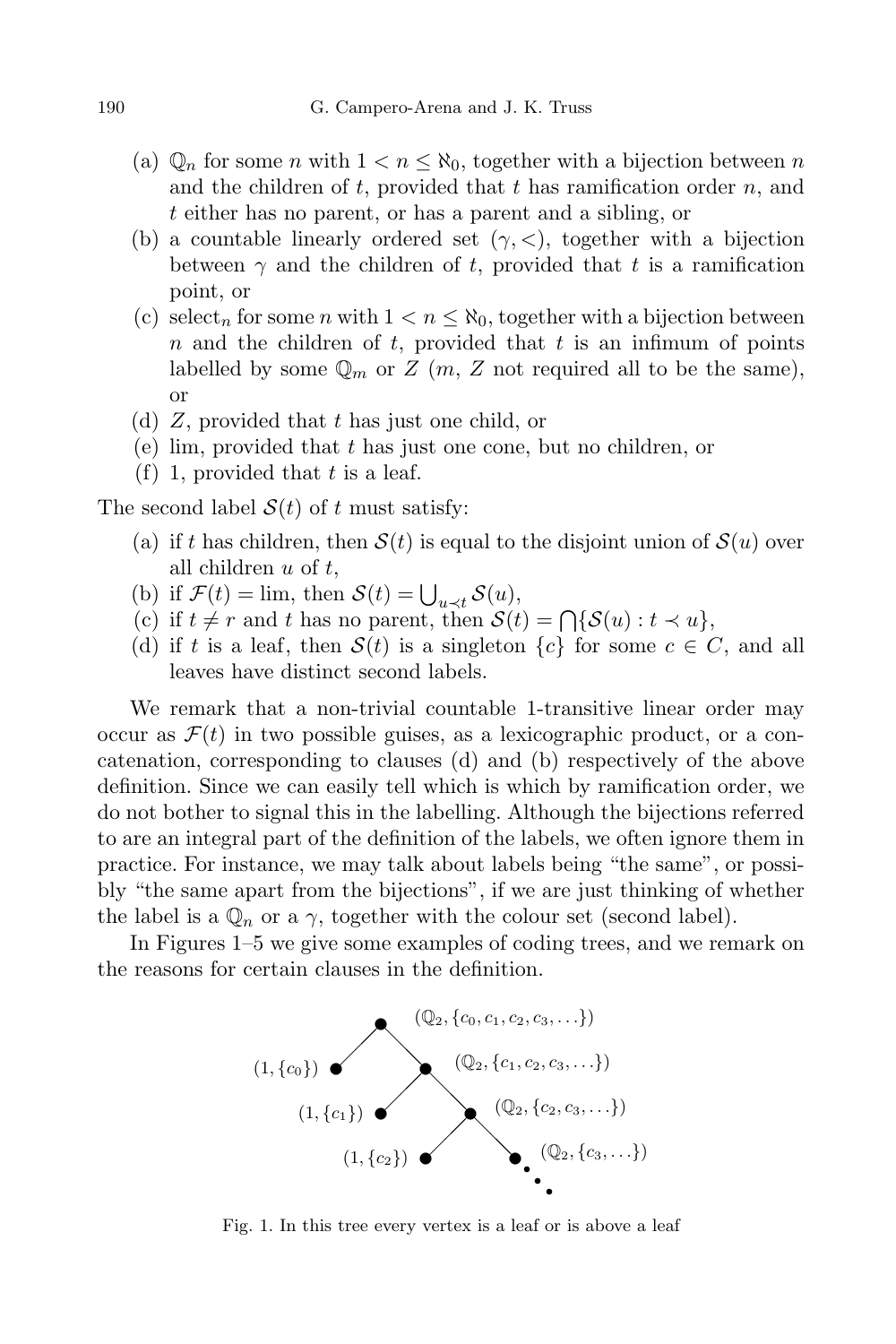(a) $\mathbb{Q}_n$ for some $n$ with $1 < n \leq \aleph_0$, together with a bijection between $n$ and the children of $t$, provided that $t$ has ramification order $n$, and $t$ either has no parent, or has a parent and a sibling, or
(b) a countable linearly ordered set $(\gamma, <)$, together with a bijection between $\gamma$ and the children of $t$, provided that $t$ is a ramification point, or
(c) select$_n$ for some $n$ with $1 < n \leq \aleph_0$, together with a bijection between $n$ and the children of $t$, provided that $t$ is an infimum of points labelled by some $\mathbb{Q}_m$ or $Z$ ($m$, $Z$ not required all to be the same), or
(d) $Z$, provided that $t$ has just one child, or
(e) lim, provided that $t$ has just one cone, but no children, or
(f) 1, provided that $t$ is a leaf.

The second label $\mathcal{S}(t)$ of $t$ must satisfy:

(a) if $t$ has children, then $\mathcal{S}(t)$ is equal to the disjoint union of $\mathcal{S}(u)$ over all children $u$ of $t$,
(b) if $\mathcal{F}(t) = \lim$, then $\mathcal{S}(t) = \bigcup_{u \prec t} \mathcal{S}(u)$,
(c) if $t \neq r$ and $t$ has no parent, then $\mathcal{S}(t) = \bigcap\{\mathcal{S}(u) : t \prec u\}$,
(d) if $t$ is a leaf, then $\mathcal{S}(t)$ is a singleton $\{c\}$ for some $c \in C$, and all leaves have distinct second labels.

We remark that a non-trivial countable 1-transitive linear order may occur as $\mathcal{F}(t)$ in two possible guises, as a lexicographic product, or a concatenation, corresponding to clauses (d) and (b) respectively of the above definition. Since we can easily tell which is which by ramification order, we do not bother to signal this in the labelling. Although the bijections referred to are an integral part of the definition of the labels, we often ignore them in practice. For instance, we may talk about labels being "the same", or possibly "the same apart from the bijections", if we are just thinking of whether the label is a $\mathbb{Q}_n$ or a $\gamma$, together with the colour set (second label).

In Figures 1–5 we give some examples of coding trees, and we remark on the reasons for certain clauses in the definition.

Fig. 1. In this tree every vertex is a leaf or is above a leaf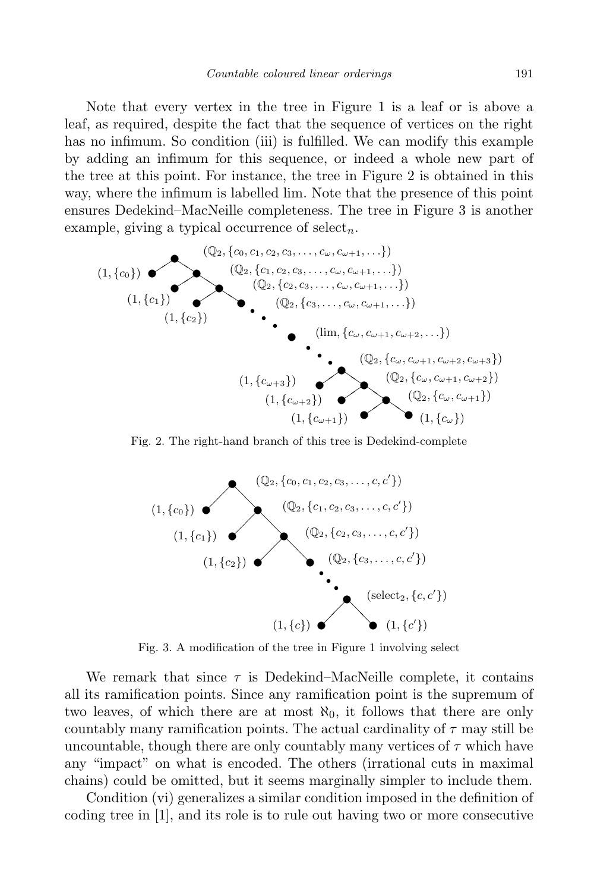Note that every vertex in the tree in Figure 1 is a leaf or is above a leaf, as required, despite the fact that the sequence of vertices on the right has no infimum. So condition (iii) is fulfilled. We can modify this example by adding an infimum for this sequence, or indeed a whole new part of the tree at this point. For instance, the tree in Figure 2 is obtained in this way, where the infimum is labelled lim. Note that the presence of this point ensures Dedekind–MacNeille completeness. The tree in Figure 3 is another example, giving a typical occurrence of $\mathrm{select}_n$.

Fig. 2. The right-hand branch of this tree is Dedekind-complete

Fig. 3. A modification of the tree in Figure 1 involving select

We remark that since $\tau$ is Dedekind–MacNeille complete, it contains all its ramification points. Since any ramification point is the supremum of two leaves, of which there are at most $\aleph_0$, it follows that there are only countably many ramification points. The actual cardinality of $\tau$ may still be uncountable, though there are only countably many vertices of $\tau$ which have any "impact" on what is encoded. The others (irrational cuts in maximal chains) could be omitted, but it seems marginally simpler to include them.

Condition (vi) generalizes a similar condition imposed in the definition of coding tree in [1], and its role is to rule out having two or more consecutive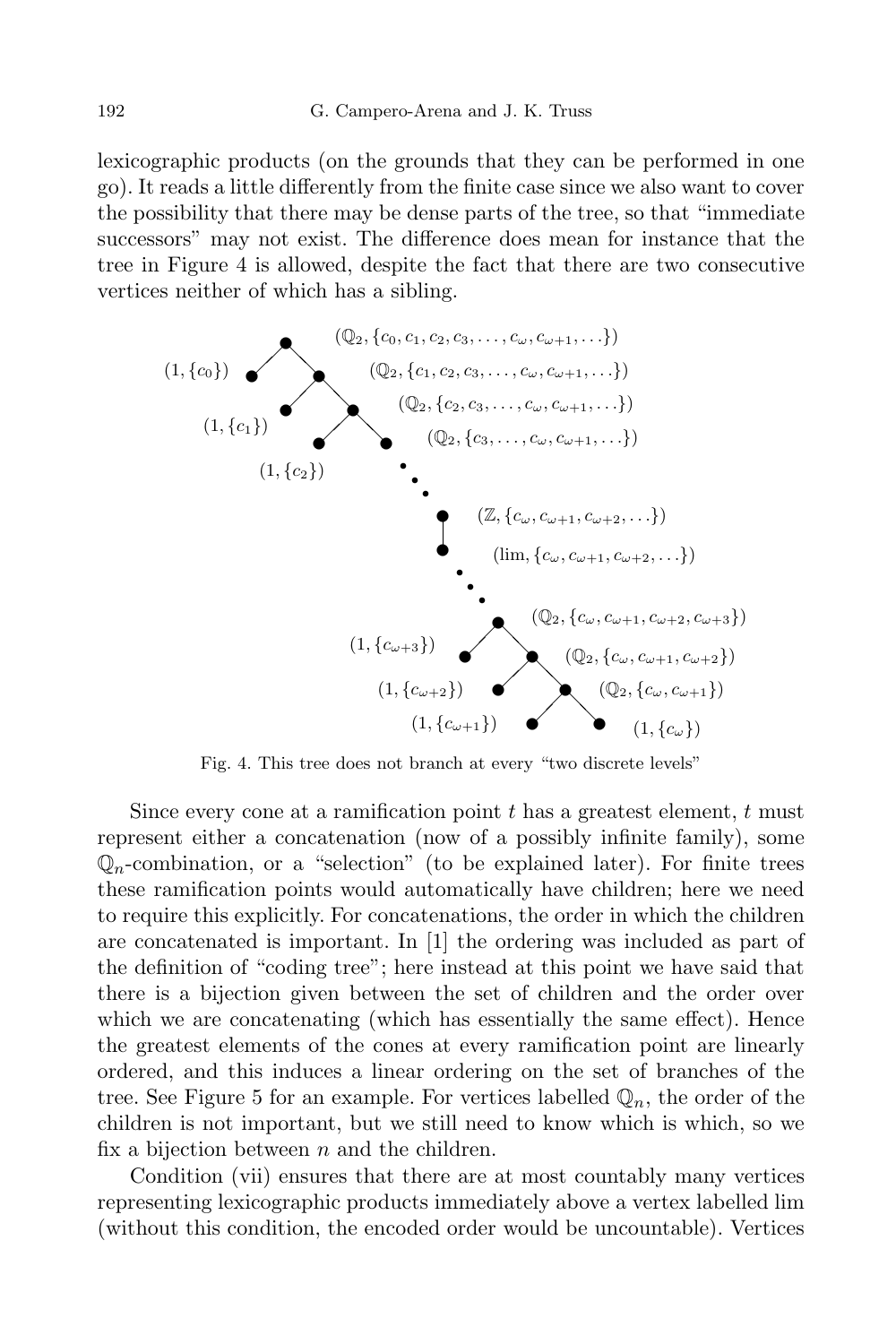lexicographic products (on the grounds that they can be performed in one go). It reads a little differently from the finite case since we also want to cover the possibility that there may be dense parts of the tree, so that "immediate successors" may not exist. The difference does mean for instance that the tree in Figure 4 is allowed, despite the fact that there are two consecutive vertices neither of which has a sibling.

Fig. 4. This tree does not branch at every "two discrete levels"

Since every cone at a ramification point $t$ has a greatest element, $t$ must represent either a concatenation (now of a possibly infinite family), some $\mathbb{Q}_n$-combination, or a "selection" (to be explained later). For finite trees these ramification points would automatically have children; here we need to require this explicitly. For concatenations, the order in which the children are concatenated is important. In [1] the ordering was included as part of the definition of "coding tree"; here instead at this point we have said that there is a bijection given between the set of children and the order over which we are concatenating (which has essentially the same effect). Hence the greatest elements of the cones at every ramification point are linearly ordered, and this induces a linear ordering on the set of branches of the tree. See Figure 5 for an example. For vertices labelled $\mathbb{Q}_n$, the order of the children is not important, but we still need to know which is which, so we fix a bijection between $n$ and the children.

Condition (vii) ensures that there are at most countably many vertices representing lexicographic products immediately above a vertex labelled lim (without this condition, the encoded order would be uncountable). Vertices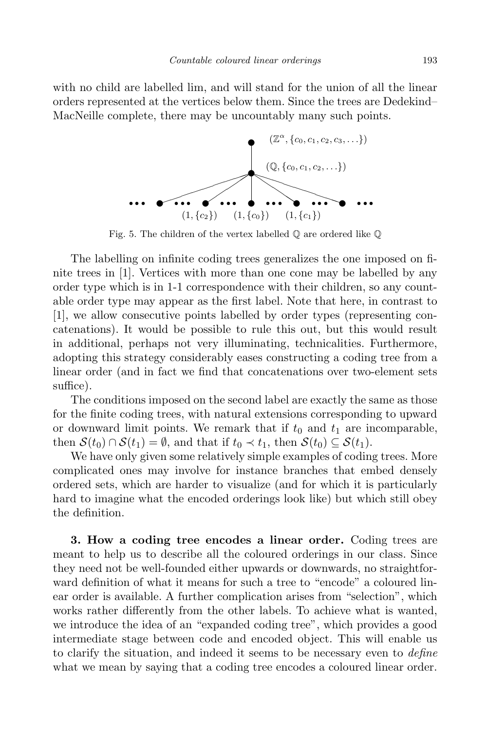with no child are labelled lim, and will stand for the union of all the linear orders represented at the vertices below them. Since the trees are Dedekind–MacNeille complete, there may be uncountably many such points.

Fig. 5. The children of the vertex labelled $\mathbb{Q}$ are ordered like $\mathbb{Q}$

The labelling on infinite coding trees generalizes the one imposed on finite trees in [1]. Vertices with more than one cone may be labelled by any order type which is in 1-1 correspondence with their children, so any countable order type may appear as the first label. Note that here, in contrast to [1], we allow consecutive points labelled by order types (representing concatenations). It would be possible to rule this out, but this would result in additional, perhaps not very illuminating, technicalities. Furthermore, adopting this strategy considerably eases constructing a coding tree from a linear order (and in fact we find that concatenations over two-element sets suffice).

The conditions imposed on the second label are exactly the same as those for the finite coding trees, with natural extensions corresponding to upward or downward limit points. We remark that if $t_0$ and $t_1$ are incomparable, then $\mathcal{S}(t_0) \cap \mathcal{S}(t_1) = \emptyset$, and that if $t_0 \prec t_1$, then $\mathcal{S}(t_0) \subseteq \mathcal{S}(t_1)$.

We have only given some relatively simple examples of coding trees. More complicated ones may involve for instance branches that embed densely ordered sets, which are harder to visualize (and for which it is particularly hard to imagine what the encoded orderings look like) but which still obey the definition.

**3. How a coding tree encodes a linear order.** Coding trees are meant to help us to describe all the coloured orderings in our class. Since they need not be well-founded either upwards or downwards, no straightforward definition of what it means for such a tree to "encode" a coloured linear order is available. A further complication arises from "selection", which works rather differently from the other labels. To achieve what is wanted, we introduce the idea of an "expanded coding tree", which provides a good intermediate stage between code and encoded object. This will enable us to clarify the situation, and indeed it seems to be necessary even to *define* what we mean by saying that a coding tree encodes a coloured linear order.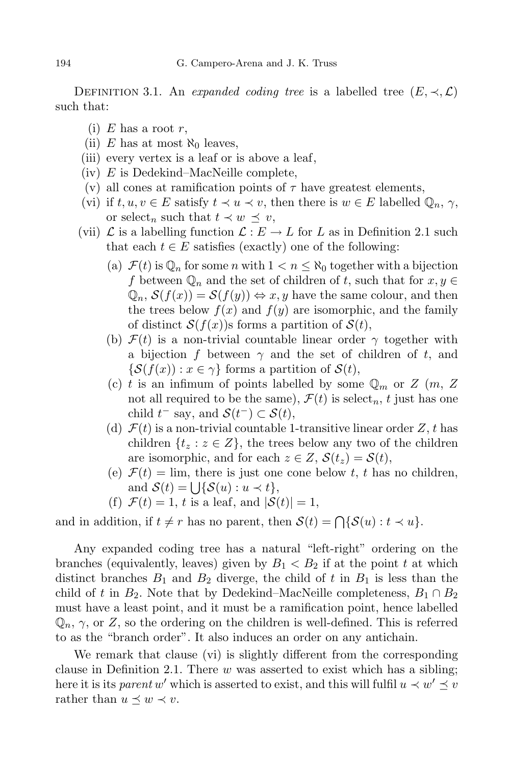Definition 3.1. An *expanded coding tree* is a labelled tree $(E, \prec, \mathcal{L})$ such that:

(i) $E$ has a root $r$,

(ii) $E$ has at most $\aleph_0$ leaves,

(iii) every vertex is a leaf or is above a leaf,

(iv) $E$ is Dedekind–MacNeille complete,

(v) all cones at ramification points of $\tau$ have greatest elements,

(vi) if $t, u, v \in E$ satisfy $t \prec u \prec v$, then there is $w \in E$ labelled $\mathbb{Q}_n$, $\gamma$, or select$_n$ such that $t \prec w \preceq v$,

(vii) $\mathcal{L}$ is a labelling function $\mathcal{L} : E \to L$ for $L$ as in Definition 2.1 such that each $t \in E$ satisfies (exactly) one of the following:

  (a) $\mathcal{F}(t)$ is $\mathbb{Q}_n$ for some $n$ with $1 < n \leq \aleph_0$ together with a bijection $f$ between $\mathbb{Q}_n$ and the set of children of $t$, such that for $x, y \in \mathbb{Q}_n$, $\mathcal{S}(f(x)) = \mathcal{S}(f(y)) \Leftrightarrow x, y$ have the same colour, and then the trees below $f(x)$ and $f(y)$ are isomorphic, and the family of distinct $\mathcal{S}(f(x))$s forms a partition of $\mathcal{S}(t)$,

  (b) $\mathcal{F}(t)$ is a non-trivial countable linear order $\gamma$ together with a bijection $f$ between $\gamma$ and the set of children of $t$, and $\{\mathcal{S}(f(x)) : x \in \gamma\}$ forms a partition of $\mathcal{S}(t)$,

  (c) $t$ is an infimum of points labelled by some $\mathbb{Q}_m$ or $Z$ ($m$, $Z$ not all required to be the same), $\mathcal{F}(t)$ is select$_n$, $t$ just has one child $t^-$ say, and $\mathcal{S}(t^-) \subset \mathcal{S}(t)$,

  (d) $\mathcal{F}(t)$ is a non-trivial countable 1-transitive linear order $Z$, $t$ has children $\{t_z : z \in Z\}$, the trees below any two of the children are isomorphic, and for each $z \in Z$, $\mathcal{S}(t_z) = \mathcal{S}(t)$,

  (e) $\mathcal{F}(t) = \lim$, there is just one cone below $t$, $t$ has no children, and $\mathcal{S}(t) = \bigcup\{\mathcal{S}(u) : u \prec t\}$,

  (f) $\mathcal{F}(t) = 1$, $t$ is a leaf, and $|\mathcal{S}(t)| = 1$,

and in addition, if $t \neq r$ has no parent, then $\mathcal{S}(t) = \bigcap\{\mathcal{S}(u) : t \prec u\}$.

Any expanded coding tree has a natural "left-right" ordering on the branches (equivalently, leaves) given by $B_1 < B_2$ if at the point $t$ at which distinct branches $B_1$ and $B_2$ diverge, the child of $t$ in $B_1$ is less than the child of $t$ in $B_2$. Note that by Dedekind–MacNeille completeness, $B_1 \cap B_2$ must have a least point, and it must be a ramification point, hence labelled $\mathbb{Q}_n$, $\gamma$, or $Z$, so the ordering on the children is well-defined. This is referred to as the "branch order". It also induces an order on any antichain.

We remark that clause (vi) is slightly different from the corresponding clause in Definition 2.1. There $w$ was asserted to exist which has a sibling; here it is its *parent* $w'$ which is asserted to exist, and this will fulfil $u \prec w' \preceq v$ rather than $u \preceq w \prec v$.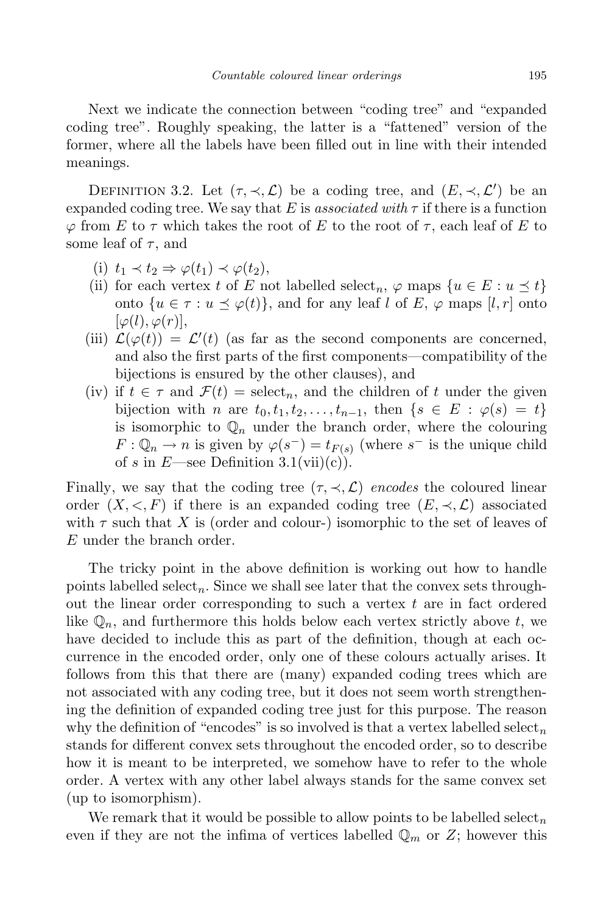Next we indicate the connection between "coding tree" and "expanded coding tree". Roughly speaking, the latter is a "fattened" version of the former, where all the labels have been filled out in line with their intended meanings.

Definition 3.2. Let $(\tau, \prec, \mathcal{L})$ be a coding tree, and $(E, \prec, \mathcal{L}')$ be an expanded coding tree. We say that $E$ is *associated with* $\tau$ if there is a function $\varphi$ from $E$ to $\tau$ which takes the root of $E$ to the root of $\tau$, each leaf of $E$ to some leaf of $\tau$, and

(i) $t_1 \prec t_2 \Rightarrow \varphi(t_1) \prec \varphi(t_2)$,
(ii) for each vertex $t$ of $E$ not labelled $\mathrm{select}_n$, $\varphi$ maps $\{u \in E : u \preceq t\}$ onto $\{u \in \tau : u \preceq \varphi(t)\}$, and for any leaf $l$ of $E$, $\varphi$ maps $[l, r]$ onto $[\varphi(l), \varphi(r)]$,
(iii) $\mathcal{L}(\varphi(t)) = \mathcal{L}'(t)$ (as far as the second components are concerned, and also the first parts of the first components—compatibility of the bijections is ensured by the other clauses), and
(iv) if $t \in \tau$ and $\mathcal{F}(t) = \mathrm{select}_n$, and the children of $t$ under the given bijection with $n$ are $t_0, t_1, t_2, \ldots, t_{n-1}$, then $\{s \in E : \varphi(s) = t\}$ is isomorphic to $\mathbb{Q}_n$ under the branch order, where the colouring $F : \mathbb{Q}_n \to n$ is given by $\varphi(s^-) = t_{F(s)}$ (where $s^-$ is the unique child of $s$ in $E$—see Definition 3.1(vii)(c)).

Finally, we say that the coding tree $(\tau, \prec, \mathcal{L})$ *encodes* the coloured linear order $(X, <, F)$ if there is an expanded coding tree $(E, \prec, \mathcal{L})$ associated with $\tau$ such that $X$ is (order and colour-) isomorphic to the set of leaves of $E$ under the branch order.

The tricky point in the above definition is working out how to handle points labelled $\mathrm{select}_n$. Since we shall see later that the convex sets throughout the linear order corresponding to such a vertex $t$ are in fact ordered like $\mathbb{Q}_n$, and furthermore this holds below each vertex strictly above $t$, we have decided to include this as part of the definition, though at each occurrence in the encoded order, only one of these colours actually arises. It follows from this that there are (many) expanded coding trees which are not associated with any coding tree, but it does not seem worth strengthening the definition of expanded coding tree just for this purpose. The reason why the definition of "encodes" is so involved is that a vertex labelled $\mathrm{select}_n$ stands for different convex sets throughout the encoded order, so to describe how it is meant to be interpreted, we somehow have to refer to the whole order. A vertex with any other label always stands for the same convex set (up to isomorphism).

We remark that it would be possible to allow points to be labelled $\mathrm{select}_n$ even if they are not the infima of vertices labelled $\mathbb{Q}_m$ or $Z$; however this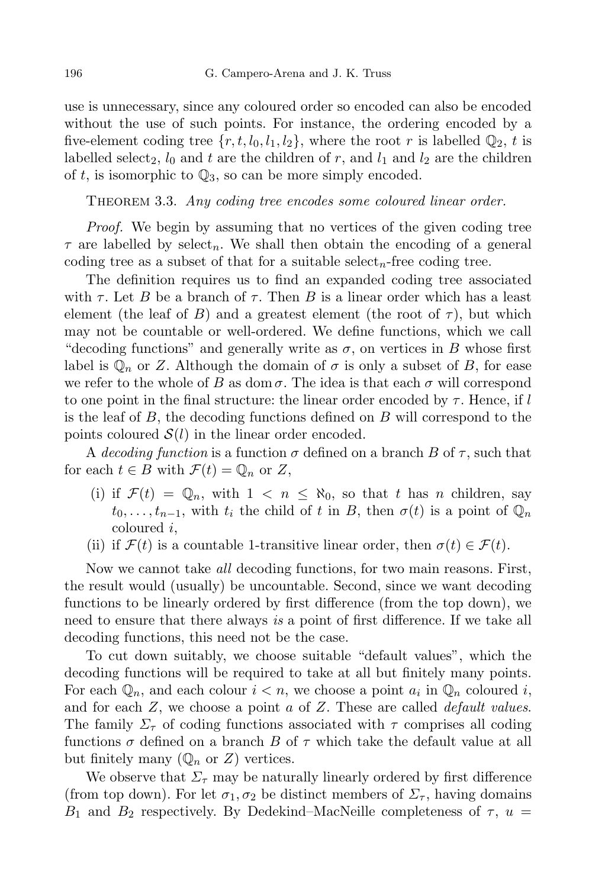use is unnecessary, since any coloured order so encoded can also be encoded without the use of such points. For instance, the ordering encoded by a five-element coding tree $\{r, t, l_0, l_1, l_2\}$, where the root $r$ is labelled $\mathbb{Q}_2$, $t$ is labelled $\text{select}_2$, $l_0$ and $t$ are the children of $r$, and $l_1$ and $l_2$ are the children of $t$, is isomorphic to $\mathbb{Q}_3$, so can be more simply encoded.

Theorem 3.3. *Any coding tree encodes some coloured linear order.*

*Proof.* We begin by assuming that no vertices of the given coding tree $\tau$ are labelled by $\text{select}_n$. We shall then obtain the encoding of a general coding tree as a subset of that for a suitable $\text{select}_n$-free coding tree.

The definition requires us to find an expanded coding tree associated with $\tau$. Let $B$ be a branch of $\tau$. Then $B$ is a linear order which has a least element (the leaf of $B$) and a greatest element (the root of $\tau$), but which may not be countable or well-ordered. We define functions, which we call "decoding functions" and generally write as $\sigma$, on vertices in $B$ whose first label is $\mathbb{Q}_n$ or $Z$. Although the domain of $\sigma$ is only a subset of $B$, for ease we refer to the whole of $B$ as $\operatorname{dom}\sigma$. The idea is that each $\sigma$ will correspond to one point in the final structure: the linear order encoded by $\tau$. Hence, if $l$ is the leaf of $B$, the decoding functions defined on $B$ will correspond to the points coloured $\mathcal{S}(l)$ in the linear order encoded.

A *decoding function* is a function $\sigma$ defined on a branch $B$ of $\tau$, such that for each $t \in B$ with $\mathcal{F}(t) = \mathbb{Q}_n$ or $Z$,

(i) if $\mathcal{F}(t) = \mathbb{Q}_n$, with $1 < n \leq \aleph_0$, so that $t$ has $n$ children, say $t_0, \ldots, t_{n-1}$, with $t_i$ the child of $t$ in $B$, then $\sigma(t)$ is a point of $\mathbb{Q}_n$ coloured $i$,

(ii) if $\mathcal{F}(t)$ is a countable 1-transitive linear order, then $\sigma(t) \in \mathcal{F}(t)$.

Now we cannot take *all* decoding functions, for two main reasons. First, the result would (usually) be uncountable. Second, since we want decoding functions to be linearly ordered by first difference (from the top down), we need to ensure that there always *is* a point of first difference. If we take all decoding functions, this need not be the case.

To cut down suitably, we choose suitable "default values", which the decoding functions will be required to take at all but finitely many points. For each $\mathbb{Q}_n$, and each colour $i < n$, we choose a point $a_i$ in $\mathbb{Q}_n$ coloured $i$, and for each $Z$, we choose a point $a$ of $Z$. These are called *default values*. The family $\Sigma_\tau$ of coding functions associated with $\tau$ comprises all coding functions $\sigma$ defined on a branch $B$ of $\tau$ which take the default value at all but finitely many ($\mathbb{Q}_n$ or $Z$) vertices.

We observe that $\Sigma_\tau$ may be naturally linearly ordered by first difference (from top down). For let $\sigma_1, \sigma_2$ be distinct members of $\Sigma_\tau$, having domains $B_1$ and $B_2$ respectively. By Dedekind–MacNeille completeness of $\tau$, $u =$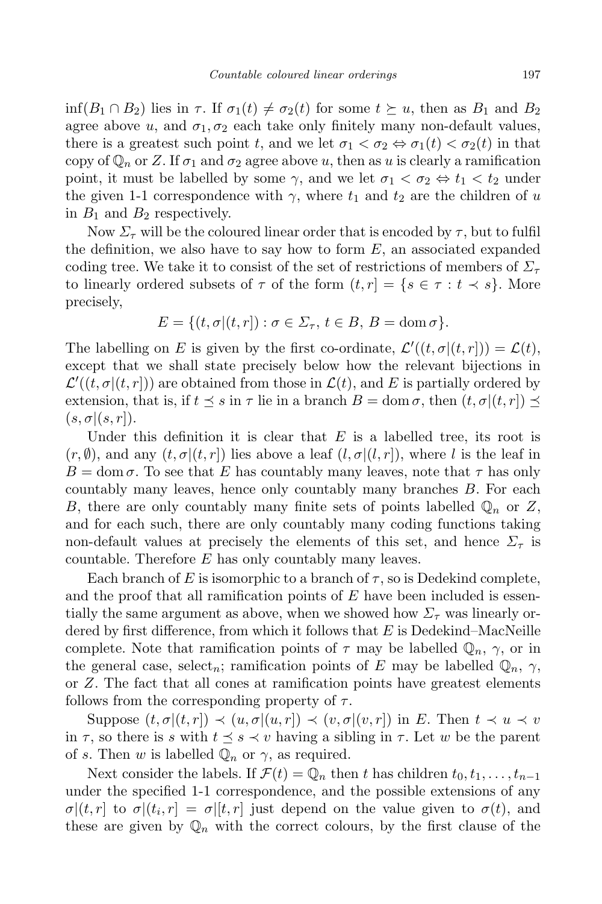$\inf(B_1 \cap B_2)$ lies in $\tau$. If $\sigma_1(t) \neq \sigma_2(t)$ for some $t \succeq u$, then as $B_1$ and $B_2$ agree above $u$, and $\sigma_1, \sigma_2$ each take only finitely many non-default values, there is a greatest such point $t$, and we let $\sigma_1 < \sigma_2 \Leftrightarrow \sigma_1(t) < \sigma_2(t)$ in that copy of $\mathbb{Q}_n$ or $Z$. If $\sigma_1$ and $\sigma_2$ agree above $u$, then as $u$ is clearly a ramification point, it must be labelled by some $\gamma$, and we let $\sigma_1 < \sigma_2 \Leftrightarrow t_1 < t_2$ under the given 1-1 correspondence with $\gamma$, where $t_1$ and $t_2$ are the children of $u$ in $B_1$ and $B_2$ respectively.

Now $\Sigma_\tau$ will be the coloured linear order that is encoded by $\tau$, but to fulfil the definition, we also have to say how to form $E$, an associated expanded coding tree. We take it to consist of the set of restrictions of members of $\Sigma_\tau$ to linearly ordered subsets of $\tau$ of the form $(t, r] = \{s \in \tau : t \prec s\}$. More precisely,

$$E = \{(t, \sigma|(t, r]) : \sigma \in \Sigma_\tau,\ t \in B,\ B = \operatorname{dom} \sigma\}.$$

The labelling on $E$ is given by the first co-ordinate, $\mathcal{L}'((t, \sigma|(t, r])) = \mathcal{L}(t)$, except that we shall state precisely below how the relevant bijections in $\mathcal{L}'((t, \sigma|(t, r]))$ are obtained from those in $\mathcal{L}(t)$, and $E$ is partially ordered by extension, that is, if $t \preceq s$ in $\tau$ lie in a branch $B = \operatorname{dom} \sigma$, then $(t, \sigma|(t, r]) \preceq (s, \sigma|(s, r])$.

Under this definition it is clear that $E$ is a labelled tree, its root is $(r, \emptyset)$, and any $(t, \sigma|(t, r])$ lies above a leaf $(l, \sigma|(l, r])$, where $l$ is the leaf in $B = \operatorname{dom} \sigma$. To see that $E$ has countably many leaves, note that $\tau$ has only countably many leaves, hence only countably many branches $B$. For each $B$, there are only countably many finite sets of points labelled $\mathbb{Q}_n$ or $Z$, and for each such, there are only countably many coding functions taking non-default values at precisely the elements of this set, and hence $\Sigma_\tau$ is countable. Therefore $E$ has only countably many leaves.

Each branch of $E$ is isomorphic to a branch of $\tau$, so is Dedekind complete, and the proof that all ramification points of $E$ have been included is essentially the same argument as above, when we showed how $\Sigma_\tau$ was linearly ordered by first difference, from which it follows that $E$ is Dedekind–MacNeille complete. Note that ramification points of $\tau$ may be labelled $\mathbb{Q}_n$, $\gamma$, or in the general case, select$_n$; ramification points of $E$ may be labelled $\mathbb{Q}_n$, $\gamma$, or $Z$. The fact that all cones at ramification points have greatest elements follows from the corresponding property of $\tau$.

Suppose $(t, \sigma|(t, r]) \prec (u, \sigma|(u, r]) \prec (v, \sigma|(v, r])$ in $E$. Then $t \prec u \prec v$ in $\tau$, so there is $s$ with $t \preceq s \prec v$ having a sibling in $\tau$. Let $w$ be the parent of $s$. Then $w$ is labelled $\mathbb{Q}_n$ or $\gamma$, as required.

Next consider the labels. If $\mathcal{F}(t) = \mathbb{Q}_n$ then $t$ has children $t_0, t_1, \dots, t_{n-1}$ under the specified 1-1 correspondence, and the possible extensions of any $\sigma|(t, r]$ to $\sigma|(t_i, r] = \sigma|[t, r]$ just depend on the value given to $\sigma(t)$, and these are given by $\mathbb{Q}_n$ with the correct colours, by the first clause of the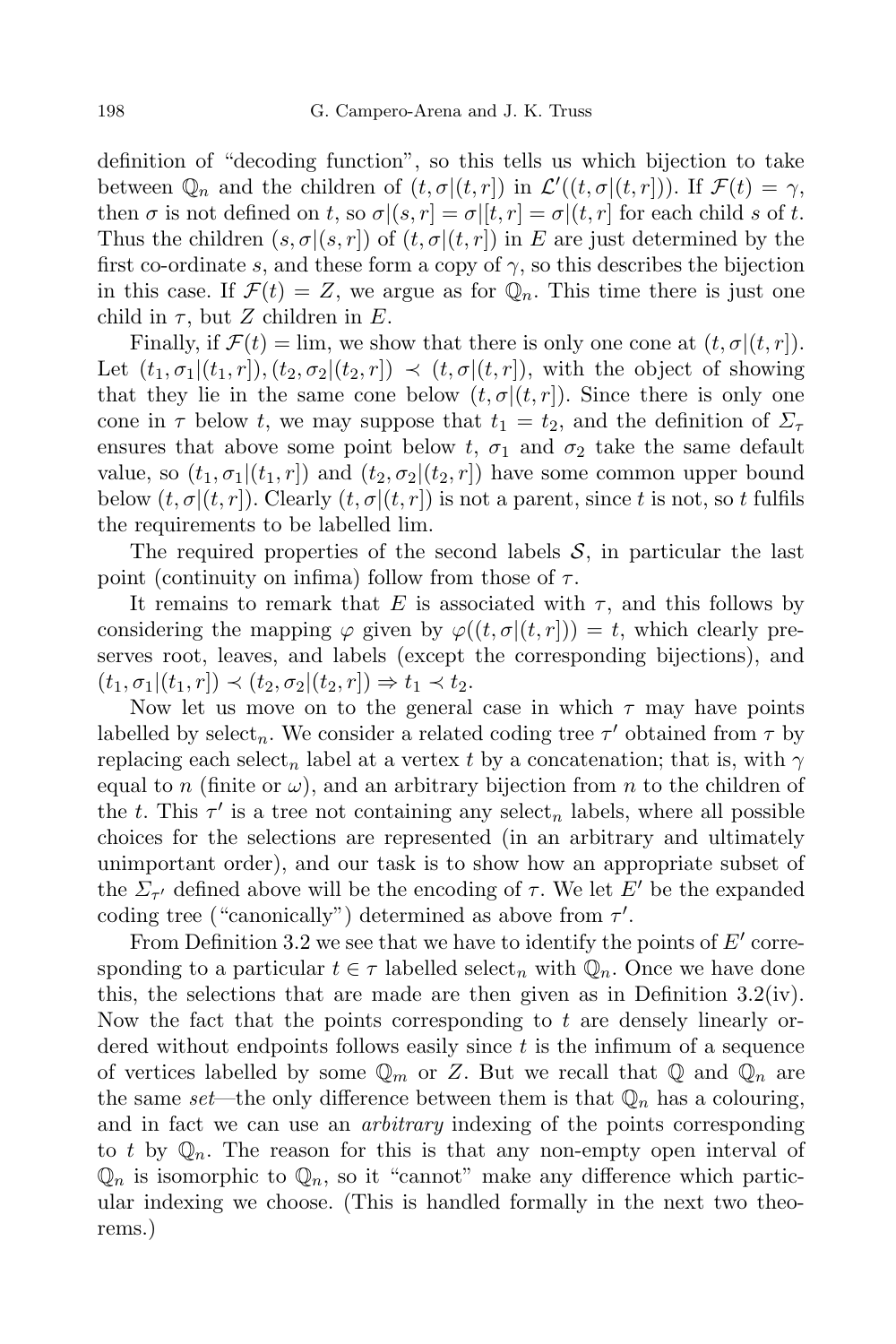definition of "decoding function", so this tells us which bijection to take between $\mathbb{Q}_n$ and the children of $(t, \sigma|(t,r])$ in $\mathcal{L}'((t, \sigma|(t,r]))$. If $\mathcal{F}(t) = \gamma$, then $\sigma$ is not defined on $t$, so $\sigma|(s,r] = \sigma|[t,r] = \sigma|(t,r]$ for each child $s$ of $t$. Thus the children $(s, \sigma|(s,r])$ of $(t, \sigma|(t,r])$ in $E$ are just determined by the first co-ordinate $s$, and these form a copy of $\gamma$, so this describes the bijection in this case. If $\mathcal{F}(t) = Z$, we argue as for $\mathbb{Q}_n$. This time there is just one child in $\tau$, but $Z$ children in $E$.

Finally, if $\mathcal{F}(t) = \lim$, we show that there is only one cone at $(t, \sigma|(t,r])$. Let $(t_1, \sigma_1|(t_1,r]), (t_2, \sigma_2|(t_2,r]) \prec (t, \sigma|(t,r])$, with the object of showing that they lie in the same cone below $(t, \sigma|(t,r])$. Since there is only one cone in $\tau$ below $t$, we may suppose that $t_1 = t_2$, and the definition of $\Sigma_\tau$ ensures that above some point below $t$, $\sigma_1$ and $\sigma_2$ take the same default value, so $(t_1, \sigma_1|(t_1,r])$ and $(t_2, \sigma_2|(t_2,r])$ have some common upper bound below $(t, \sigma|(t,r])$. Clearly $(t, \sigma|(t,r])$ is not a parent, since $t$ is not, so $t$ fulfils the requirements to be labelled lim.

The required properties of the second labels $\mathcal{S}$, in particular the last point (continuity on infima) follow from those of $\tau$.

It remains to remark that $E$ is associated with $\tau$, and this follows by considering the mapping $\varphi$ given by $\varphi((t, \sigma|(t,r])) = t$, which clearly preserves root, leaves, and labels (except the corresponding bijections), and $(t_1, \sigma_1|(t_1,r]) \prec (t_2, \sigma_2|(t_2,r]) \Rightarrow t_1 \prec t_2$.

Now let us move on to the general case in which $\tau$ may have points labelled by $\text{select}_n$. We consider a related coding tree $\tau'$ obtained from $\tau$ by replacing each $\text{select}_n$ label at a vertex $t$ by a concatenation; that is, with $\gamma$ equal to $n$ (finite or $\omega$), and an arbitrary bijection from $n$ to the children of the $t$. This $\tau'$ is a tree not containing any $\text{select}_n$ labels, where all possible choices for the selections are represented (in an arbitrary and ultimately unimportant order), and our task is to show how an appropriate subset of the $\Sigma_{\tau'}$ defined above will be the encoding of $\tau$. We let $E'$ be the expanded coding tree ("canonically") determined as above from $\tau'$.

From Definition 3.2 we see that we have to identify the points of $E'$ corresponding to a particular $t \in \tau$ labelled $\text{select}_n$ with $\mathbb{Q}_n$. Once we have done this, the selections that are made are then given as in Definition 3.2(iv). Now the fact that the points corresponding to $t$ are densely linearly ordered without endpoints follows easily since $t$ is the infimum of a sequence of vertices labelled by some $\mathbb{Q}_m$ or $Z$. But we recall that $\mathbb{Q}$ and $\mathbb{Q}_n$ are the same *set*—the only difference between them is that $\mathbb{Q}_n$ has a colouring, and in fact we can use an *arbitrary* indexing of the points corresponding to $t$ by $\mathbb{Q}_n$. The reason for this is that any non-empty open interval of $\mathbb{Q}_n$ is isomorphic to $\mathbb{Q}_n$, so it "cannot" make any difference which particular indexing we choose. (This is handled formally in the next two theorems.)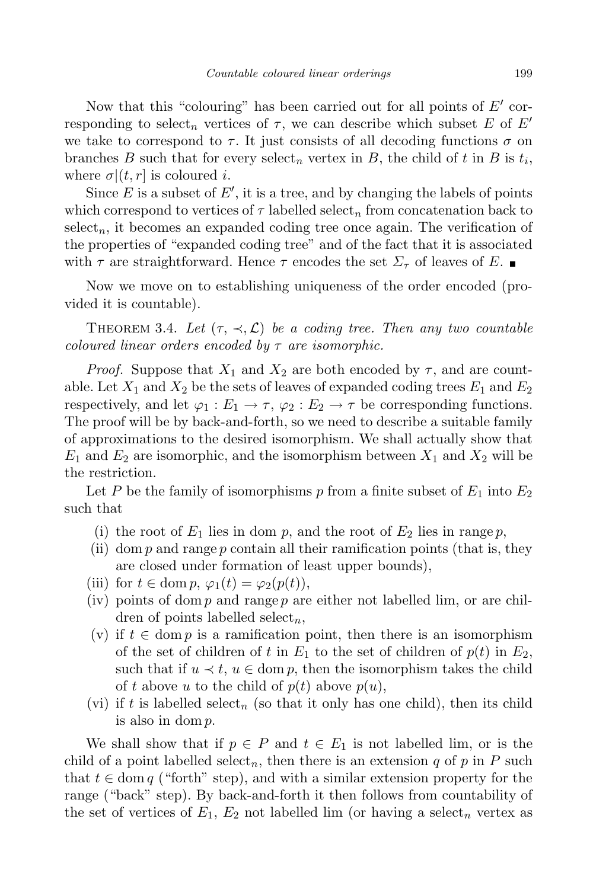Now that this "colouring" has been carried out for all points of $E'$ corresponding to $\text{select}_n$ vertices of $\tau$, we can describe which subset $E$ of $E'$ we take to correspond to $\tau$. It just consists of all decoding functions $\sigma$ on branches $B$ such that for every $\text{select}_n$ vertex in $B$, the child of $t$ in $B$ is $t_i$, where $\sigma|(t, r]$ is coloured $i$.

Since $E$ is a subset of $E'$, it is a tree, and by changing the labels of points which correspond to vertices of $\tau$ labelled $\text{select}_n$ from concatenation back to $\text{select}_n$, it becomes an expanded coding tree once again. The verification of the properties of "expanded coding tree" and of the fact that it is associated with $\tau$ are straightforward. Hence $\tau$ encodes the set $\Sigma_\tau$ of leaves of $E$. ∎

Now we move on to establishing uniqueness of the order encoded (provided it is countable).

**Theorem 3.4.** *Let $(\tau, \prec, \mathcal{L})$ be a coding tree. Then any two countable coloured linear orders encoded by $\tau$ are isomorphic.*

*Proof.* Suppose that $X_1$ and $X_2$ are both encoded by $\tau$, and are countable. Let $X_1$ and $X_2$ be the sets of leaves of expanded coding trees $E_1$ and $E_2$ respectively, and let $\varphi_1 : E_1 \to \tau$, $\varphi_2 : E_2 \to \tau$ be corresponding functions. The proof will be by back-and-forth, so we need to describe a suitable family of approximations to the desired isomorphism. We shall actually show that $E_1$ and $E_2$ are isomorphic, and the isomorphism between $X_1$ and $X_2$ will be the restriction.

Let $P$ be the family of isomorphisms $p$ from a finite subset of $E_1$ into $E_2$ such that

(i) the root of $E_1$ lies in $\operatorname{dom} p$, and the root of $E_2$ lies in $\operatorname{range} p$,

(ii) $\operatorname{dom} p$ and $\operatorname{range} p$ contain all their ramification points (that is, they are closed under formation of least upper bounds),

(iii) for $t \in \operatorname{dom} p$, $\varphi_1(t) = \varphi_2(p(t))$,

(iv) points of $\operatorname{dom} p$ and $\operatorname{range} p$ are either not labelled lim, or are children of points labelled $\text{select}_n$,

(v) if $t \in \operatorname{dom} p$ is a ramification point, then there is an isomorphism of the set of children of $t$ in $E_1$ to the set of children of $p(t)$ in $E_2$, such that if $u \prec t$, $u \in \operatorname{dom} p$, then the isomorphism takes the child of $t$ above $u$ to the child of $p(t)$ above $p(u)$,

(vi) if $t$ is labelled $\text{select}_n$ (so that it only has one child), then its child is also in $\operatorname{dom} p$.

We shall show that if $p \in P$ and $t \in E_1$ is not labelled lim, or is the child of a point labelled $\text{select}_n$, then there is an extension $q$ of $p$ in $P$ such that $t \in \operatorname{dom} q$ ("forth" step), and with a similar extension property for the range ("back" step). By back-and-forth it then follows from countability of the set of vertices of $E_1$, $E_2$ not labelled lim (or having a $\text{select}_n$ vertex as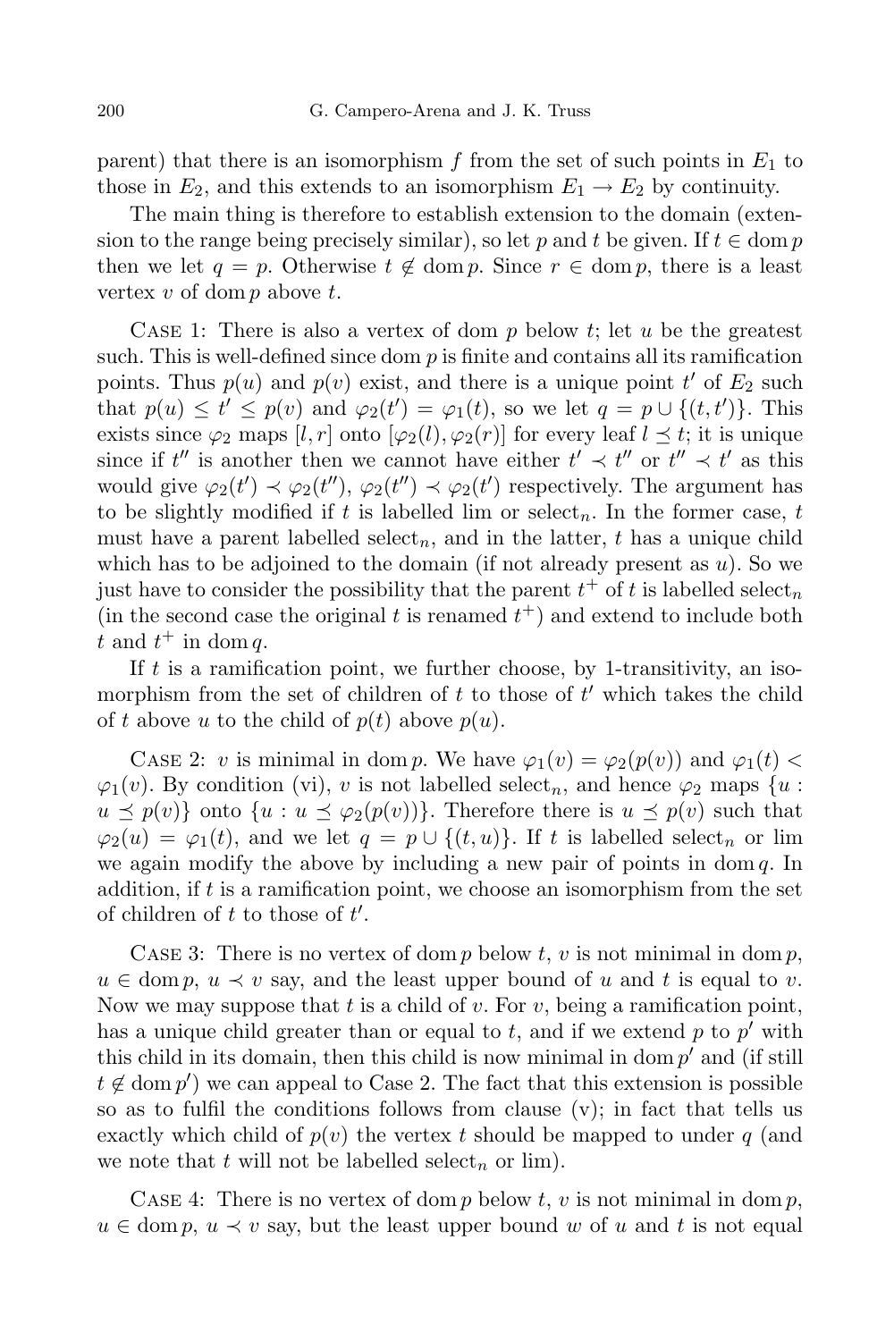parent) that there is an isomorphism $f$ from the set of such points in $E_1$ to those in $E_2$, and this extends to an isomorphism $E_1 \to E_2$ by continuity.

The main thing is therefore to establish extension to the domain (extension to the range being precisely similar), so let $p$ and $t$ be given. If $t \in \operatorname{dom} p$ then we let $q = p$. Otherwise $t \notin \operatorname{dom} p$. Since $r \in \operatorname{dom} p$, there is a least vertex $v$ of $\operatorname{dom} p$ above $t$.

Case 1: There is also a vertex of dom $p$ below $t$; let $u$ be the greatest such. This is well-defined since dom $p$ is finite and contains all its ramification points. Thus $p(u)$ and $p(v)$ exist, and there is a unique point $t'$ of $E_2$ such that $p(u) \leq t' \leq p(v)$ and $\varphi_2(t') = \varphi_1(t)$, so we let $q = p \cup \{(t, t')\}$. This exists since $\varphi_2$ maps $[l, r]$ onto $[\varphi_2(l), \varphi_2(r)]$ for every leaf $l \preceq t$; it is unique since if $t''$ is another then we cannot have either $t' \prec t''$ or $t'' \prec t'$ as this would give $\varphi_2(t') \prec \varphi_2(t'')$, $\varphi_2(t'') \prec \varphi_2(t')$ respectively. The argument has to be slightly modified if $t$ is labelled lim or $\text{select}_n$. In the former case, $t$ must have a parent labelled $\text{select}_n$, and in the latter, $t$ has a unique child which has to be adjoined to the domain (if not already present as $u$). So we just have to consider the possibility that the parent $t^+$ of $t$ is labelled $\text{select}_n$ (in the second case the original $t$ is renamed $t^+$) and extend to include both $t$ and $t^+$ in $\operatorname{dom} q$.

If $t$ is a ramification point, we further choose, by 1-transitivity, an isomorphism from the set of children of $t$ to those of $t'$ which takes the child of $t$ above $u$ to the child of $p(t)$ above $p(u)$.

Case 2: $v$ is minimal in $\operatorname{dom} p$. We have $\varphi_1(v) = \varphi_2(p(v))$ and $\varphi_1(t) < \varphi_1(v)$. By condition (vi), $v$ is not labelled $\text{select}_n$, and hence $\varphi_2$ maps $\{u : u \preceq p(v)\}$ onto $\{u : u \preceq \varphi_2(p(v))\}$. Therefore there is $u \preceq p(v)$ such that $\varphi_2(u) = \varphi_1(t)$, and we let $q = p \cup \{(t, u)\}$. If $t$ is labelled $\text{select}_n$ or lim we again modify the above by including a new pair of points in $\operatorname{dom} q$. In addition, if $t$ is a ramification point, we choose an isomorphism from the set of children of $t$ to those of $t'$.

Case 3: There is no vertex of $\operatorname{dom} p$ below $t$, $v$ is not minimal in $\operatorname{dom} p$, $u \in \operatorname{dom} p$, $u \prec v$ say, and the least upper bound of $u$ and $t$ is equal to $v$. Now we may suppose that $t$ is a child of $v$. For $v$, being a ramification point, has a unique child greater than or equal to $t$, and if we extend $p$ to $p'$ with this child in its domain, then this child is now minimal in $\operatorname{dom} p'$ and (if still $t \notin \operatorname{dom} p'$) we can appeal to Case 2. The fact that this extension is possible so as to fulfil the conditions follows from clause (v); in fact that tells us exactly which child of $p(v)$ the vertex $t$ should be mapped to under $q$ (and we note that $t$ will not be labelled $\text{select}_n$ or lim).

Case 4: There is no vertex of $\operatorname{dom} p$ below $t$, $v$ is not minimal in $\operatorname{dom} p$, $u \in \operatorname{dom} p$, $u \prec v$ say, but the least upper bound $w$ of $u$ and $t$ is not equal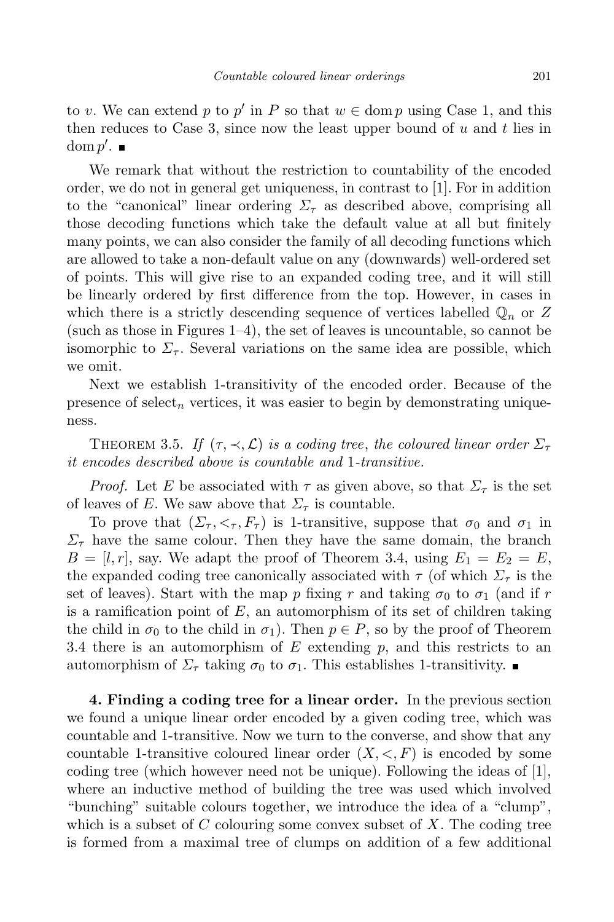to $v$. We can extend $p$ to $p'$ in $P$ so that $w \in \operatorname{dom} p$ using Case 1, and this then reduces to Case 3, since now the least upper bound of $u$ and $t$ lies in $\operatorname{dom} p'$. ∎

We remark that without the restriction to countability of the encoded order, we do not in general get uniqueness, in contrast to [1]. For in addition to the "canonical" linear ordering $\Sigma_\tau$ as described above, comprising all those decoding functions which take the default value at all but finitely many points, we can also consider the family of all decoding functions which are allowed to take a non-default value on any (downwards) well-ordered set of points. This will give rise to an expanded coding tree, and it will still be linearly ordered by first difference from the top. However, in cases in which there is a strictly descending sequence of vertices labelled $\mathbb{Q}_n$ or $Z$ (such as those in Figures 1–4), the set of leaves is uncountable, so cannot be isomorphic to $\Sigma_\tau$. Several variations on the same idea are possible, which we omit.

Next we establish 1-transitivity of the encoded order. Because of the presence of $\text{select}_n$ vertices, it was easier to begin by demonstrating uniqueness.

**Theorem 3.5.** *If $(\tau, \prec, \mathcal{L})$ is a coding tree, the coloured linear order $\Sigma_\tau$ it encodes described above is countable and 1-transitive.*

*Proof.* Let $E$ be associated with $\tau$ as given above, so that $\Sigma_\tau$ is the set of leaves of $E$. We saw above that $\Sigma_\tau$ is countable.

To prove that $(\Sigma_\tau, <_\tau, F_\tau)$ is 1-transitive, suppose that $\sigma_0$ and $\sigma_1$ in $\Sigma_\tau$ have the same colour. Then they have the same domain, the branch $B = [l, r]$, say. We adapt the proof of Theorem 3.4, using $E_1 = E_2 = E$, the expanded coding tree canonically associated with $\tau$ (of which $\Sigma_\tau$ is the set of leaves). Start with the map $p$ fixing $r$ and taking $\sigma_0$ to $\sigma_1$ (and if $r$ is a ramification point of $E$, an automorphism of its set of children taking the child in $\sigma_0$ to the child in $\sigma_1$). Then $p \in P$, so by the proof of Theorem 3.4 there is an automorphism of $E$ extending $p$, and this restricts to an automorphism of $\Sigma_\tau$ taking $\sigma_0$ to $\sigma_1$. This establishes 1-transitivity. ∎

**4. Finding a coding tree for a linear order.** In the previous section we found a unique linear order encoded by a given coding tree, which was countable and 1-transitive. Now we turn to the converse, and show that any countable 1-transitive coloured linear order $(X, <, F)$ is encoded by some coding tree (which however need not be unique). Following the ideas of [1], where an inductive method of building the tree was used which involved "bunching" suitable colours together, we introduce the idea of a "clump", which is a subset of $C$ colouring some convex subset of $X$. The coding tree is formed from a maximal tree of clumps on addition of a few additional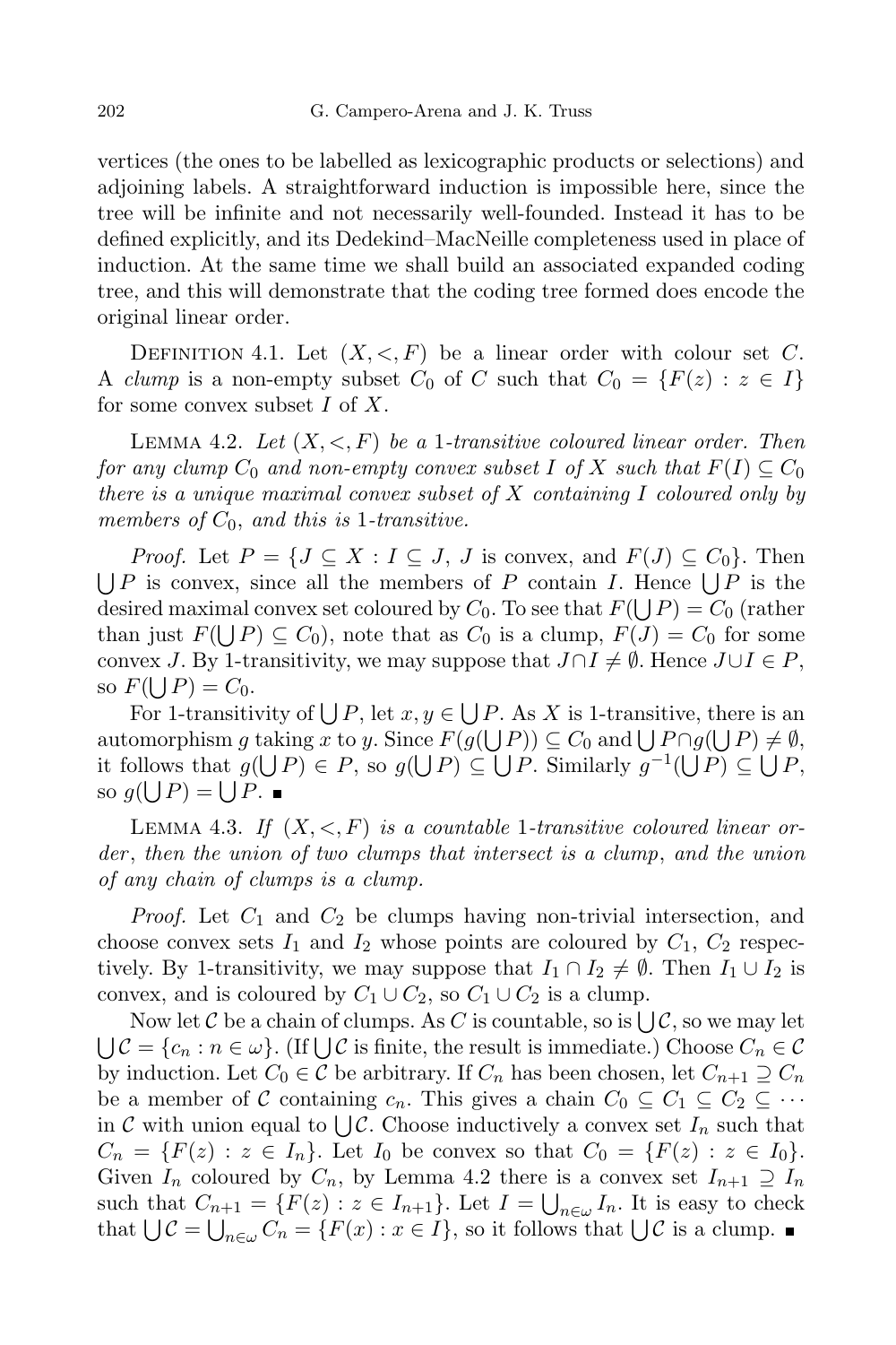vertices (the ones to be labelled as lexicographic products or selections) and adjoining labels. A straightforward induction is impossible here, since the tree will be infinite and not necessarily well-founded. Instead it has to be defined explicitly, and its Dedekind–MacNeille completeness used in place of induction. At the same time we shall build an associated expanded coding tree, and this will demonstrate that the coding tree formed does encode the original linear order.

Definition 4.1. Let $(X,<,F)$ be a linear order with colour set $C$. A *clump* is a non-empty subset $C_0$ of $C$ such that $C_0 = \{F(z) : z \in I\}$ for some convex subset $I$ of $X$.

Lemma 4.2. *Let $(X,<,F)$ be a 1-transitive coloured linear order. Then for any clump $C_0$ and non-empty convex subset $I$ of $X$ such that $F(I) \subseteq C_0$ there is a unique maximal convex subset of $X$ containing $I$ coloured only by members of $C_0$, and this is 1-transitive.*

*Proof.* Let $P = \{J \subseteq X : I \subseteq J,\ J \text{ is convex, and } F(J) \subseteq C_0\}$. Then $\bigcup P$ is convex, since all the members of $P$ contain $I$. Hence $\bigcup P$ is the desired maximal convex set coloured by $C_0$. To see that $F(\bigcup P) = C_0$ (rather than just $F(\bigcup P) \subseteq C_0$), note that as $C_0$ is a clump, $F(J) = C_0$ for some convex $J$. By 1-transitivity, we may suppose that $J \cap I \neq \emptyset$. Hence $J \cup I \in P$, so $F(\bigcup P) = C_0$.

For 1-transitivity of $\bigcup P$, let $x, y \in \bigcup P$. As $X$ is 1-transitive, there is an automorphism $g$ taking $x$ to $y$. Since $F(g(\bigcup P)) \subseteq C_0$ and $\bigcup P \cap g(\bigcup P) \neq \emptyset$, it follows that $g(\bigcup P) \in P$, so $g(\bigcup P) \subseteq \bigcup P$. Similarly $g^{-1}(\bigcup P) \subseteq \bigcup P$, so $g(\bigcup P) = \bigcup P$. ∎

Lemma 4.3. *If $(X,<,F)$ is a countable 1-transitive coloured linear order, then the union of two clumps that intersect is a clump, and the union of any chain of clumps is a clump.*

*Proof.* Let $C_1$ and $C_2$ be clumps having non-trivial intersection, and choose convex sets $I_1$ and $I_2$ whose points are coloured by $C_1$, $C_2$ respectively. By 1-transitivity, we may suppose that $I_1 \cap I_2 \neq \emptyset$. Then $I_1 \cup I_2$ is convex, and is coloured by $C_1 \cup C_2$, so $C_1 \cup C_2$ is a clump.

Now let $\mathcal{C}$ be a chain of clumps. As $C$ is countable, so is $\bigcup \mathcal{C}$, so we may let $\bigcup \mathcal{C} = \{c_n : n \in \omega\}$. (If $\bigcup \mathcal{C}$ is finite, the result is immediate.) Choose $C_n \in \mathcal{C}$ by induction. Let $C_0 \in \mathcal{C}$ be arbitrary. If $C_n$ has been chosen, let $C_{n+1} \supseteq C_n$ be a member of $\mathcal{C}$ containing $c_n$. This gives a chain $C_0 \subseteq C_1 \subseteq C_2 \subseteq \cdots$ in $\mathcal{C}$ with union equal to $\bigcup \mathcal{C}$. Choose inductively a convex set $I_n$ such that $C_n = \{F(z) : z \in I_n\}$. Let $I_0$ be convex so that $C_0 = \{F(z) : z \in I_0\}$. Given $I_n$ coloured by $C_n$, by Lemma 4.2 there is a convex set $I_{n+1} \supseteq I_n$ such that $C_{n+1} = \{F(z) : z \in I_{n+1}\}$. Let $I = \bigcup_{n\in\omega} I_n$. It is easy to check that $\bigcup \mathcal{C} = \bigcup_{n\in\omega} C_n = \{F(x) : x \in I\}$, so it follows that $\bigcup \mathcal{C}$ is a clump. ∎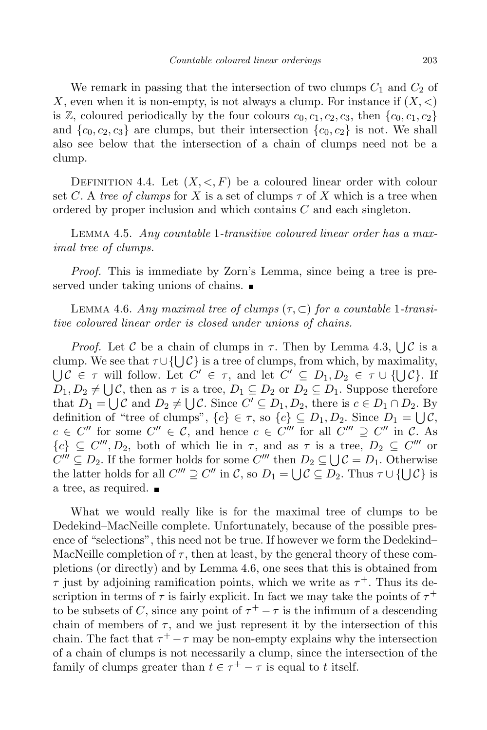We remark in passing that the intersection of two clumps $C_1$ and $C_2$ of $X$, even when it is non-empty, is not always a clump. For instance if $(X,<)$ is $\mathbb{Z}$, coloured periodically by the four colours $c_0, c_1, c_2, c_3$, then $\{c_0, c_1, c_2\}$ and $\{c_0, c_2, c_3\}$ are clumps, but their intersection $\{c_0, c_2\}$ is not. We shall also see below that the intersection of a chain of clumps need not be a clump.

Definition 4.4. Let $(X,<,F)$ be a coloured linear order with colour set $C$. A *tree of clumps* for $X$ is a set of clumps $\tau$ of $X$ which is a tree when ordered by proper inclusion and which contains $C$ and each singleton.

Lemma 4.5. *Any countable* 1*-transitive coloured linear order has a maximal tree of clumps.*

*Proof.* This is immediate by Zorn's Lemma, since being a tree is preserved under taking unions of chains. ∎

Lemma 4.6. *Any maximal tree of clumps* $(\tau,\subset)$ *for a countable* 1*-transitive coloured linear order is closed under unions of chains.*

*Proof.* Let $\mathcal{C}$ be a chain of clumps in $\tau$. Then by Lemma 4.3, $\bigcup\mathcal{C}$ is a clump. We see that $\tau\cup\{\bigcup\mathcal{C}\}$ is a tree of clumps, from which, by maximality, $\bigcup\mathcal{C}\in\tau$ will follow. Let $C'\in\tau$, and let $C'\subseteq D_1, D_2\in\tau\cup\{\bigcup\mathcal{C}\}$. If $D_1, D_2\neq\bigcup\mathcal{C}$, then as $\tau$ is a tree, $D_1\subseteq D_2$ or $D_2\subseteq D_1$. Suppose therefore that $D_1=\bigcup\mathcal{C}$ and $D_2\neq\bigcup\mathcal{C}$. Since $C'\subseteq D_1, D_2$, there is $c\in D_1\cap D_2$. By definition of "tree of clumps", $\{c\}\in\tau$, so $\{c\}\subseteq D_1, D_2$. Since $D_1=\bigcup\mathcal{C}$, $c\in C''$ for some $C''\in\mathcal{C}$, and hence $c\in C'''$ for all $C'''\supseteq C''$ in $\mathcal{C}$. As $\{c\}\subseteq C''', D_2$, both of which lie in $\tau$, and as $\tau$ is a tree, $D_2\subseteq C'''$ or $C'''\subseteq D_2$. If the former holds for some $C'''$ then $D_2\subseteq\bigcup\mathcal{C}=D_1$. Otherwise the latter holds for all $C'''\supseteq C''$ in $\mathcal{C}$, so $D_1=\bigcup\mathcal{C}\subseteq D_2$. Thus $\tau\cup\{\bigcup\mathcal{C}\}$ is a tree, as required. ∎

What we would really like is for the maximal tree of clumps to be Dedekind–MacNeille complete. Unfortunately, because of the possible presence of "selections", this need not be true. If however we form the Dedekind–MacNeille completion of $\tau$, then at least, by the general theory of these completions (or directly) and by Lemma 4.6, one sees that this is obtained from $\tau$ just by adjoining ramification points, which we write as $\tau^+$. Thus its description in terms of $\tau$ is fairly explicit. In fact we may take the points of $\tau^+$ to be subsets of $C$, since any point of $\tau^+-\tau$ is the infimum of a descending chain of members of $\tau$, and we just represent it by the intersection of this chain. The fact that $\tau^+-\tau$ may be non-empty explains why the intersection of a chain of clumps is not necessarily a clump, since the intersection of the family of clumps greater than $t\in\tau^+-\tau$ is equal to $t$ itself.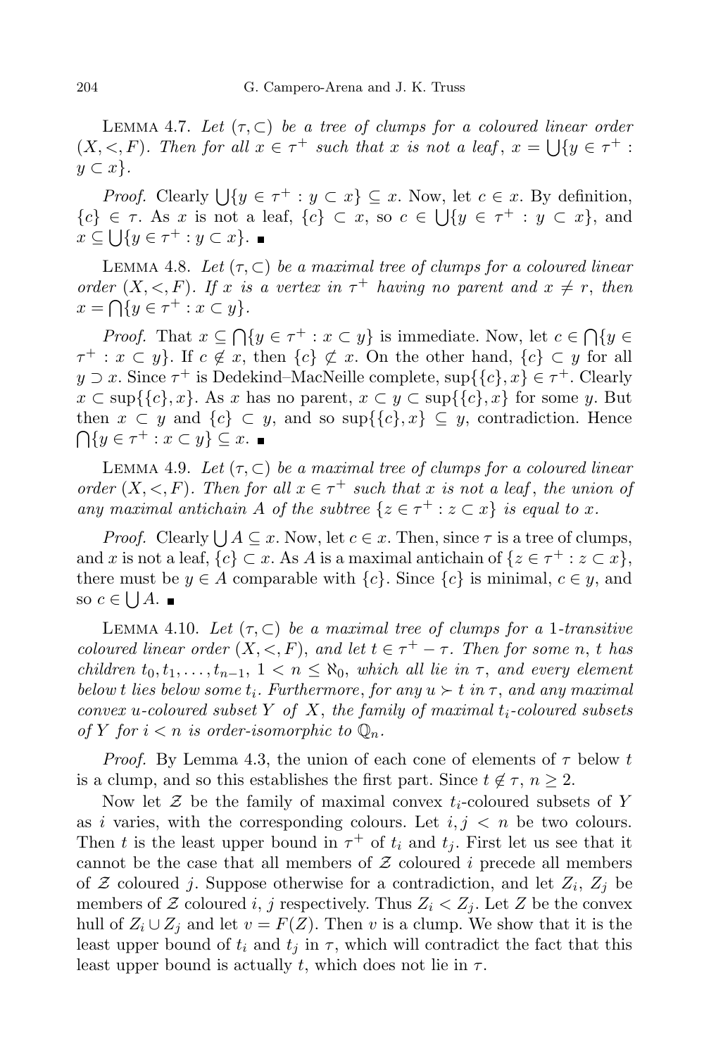Lemma 4.7. *Let $(\tau, \subset)$ be a tree of clumps for a coloured linear order $(X, <, F)$. Then for all $x \in \tau^+$ such that $x$ is not a leaf, $x = \bigcup\{y \in \tau^+ : y \subset x\}$.*

*Proof.* Clearly $\bigcup\{y \in \tau^+ : y \subset x\} \subseteq x$. Now, let $c \in x$. By definition, $\{c\} \in \tau$. As $x$ is not a leaf, $\{c\} \subset x$, so $c \in \bigcup\{y \in \tau^+ : y \subset x\}$, and $x \subseteq \bigcup\{y \in \tau^+ : y \subset x\}$. ∎

Lemma 4.8. *Let $(\tau, \subset)$ be a maximal tree of clumps for a coloured linear order $(X, <, F)$. If $x$ is a vertex in $\tau^+$ having no parent and $x \neq r$, then $x = \bigcap\{y \in \tau^+ : x \subset y\}$.*

*Proof.* That $x \subseteq \bigcap\{y \in \tau^+ : x \subset y\}$ is immediate. Now, let $c \in \bigcap\{y \in \tau^+ : x \subset y\}$. If $c \notin x$, then $\{c\} \not\subset x$. On the other hand, $\{c\} \subset y$ for all $y \supset x$. Since $\tau^+$ is Dedekind–MacNeille complete, $\sup\{\{c\}, x\} \in \tau^+$. Clearly $x \subset \sup\{\{c\}, x\}$. As $x$ has no parent, $x \subset y \subset \sup\{\{c\}, x\}$ for some $y$. But then $x \subset y$ and $\{c\} \subset y$, and so $\sup\{\{c\}, x\} \subseteq y$, contradiction. Hence $\bigcap\{y \in \tau^+ : x \subset y\} \subseteq x$. ∎

Lemma 4.9. *Let $(\tau, \subset)$ be a maximal tree of clumps for a coloured linear order $(X, <, F)$. Then for all $x \in \tau^+$ such that $x$ is not a leaf, the union of any maximal antichain $A$ of the subtree $\{z \in \tau^+ : z \subset x\}$ is equal to $x$.*

*Proof.* Clearly $\bigcup A \subseteq x$. Now, let $c \in x$. Then, since $\tau$ is a tree of clumps, and $x$ is not a leaf, $\{c\} \subset x$. As $A$ is a maximal antichain of $\{z \in \tau^+ : z \subset x\}$, there must be $y \in A$ comparable with $\{c\}$. Since $\{c\}$ is minimal, $c \in y$, and so $c \in \bigcup A$. ∎

Lemma 4.10. *Let $(\tau, \subset)$ be a maximal tree of clumps for a 1-transitive coloured linear order $(X, <, F)$, and let $t \in \tau^+ - \tau$. Then for some $n$, $t$ has children $t_0, t_1, \ldots, t_{n-1}$, $1 < n \leq \aleph_0$, which all lie in $\tau$, and every element below $t$ lies below some $t_i$. Furthermore, for any $u \succ t$ in $\tau$, and any maximal convex $u$-coloured subset $Y$ of $X$, the family of maximal $t_i$-coloured subsets of $Y$ for $i < n$ is order-isomorphic to $\mathbb{Q}_n$.*

*Proof.* By Lemma 4.3, the union of each cone of elements of $\tau$ below $t$ is a clump, and so this establishes the first part. Since $t \notin \tau$, $n \geq 2$.

Now let $\mathcal{Z}$ be the family of maximal convex $t_i$-coloured subsets of $Y$ as $i$ varies, with the corresponding colours. Let $i, j < n$ be two colours. Then $t$ is the least upper bound in $\tau^+$ of $t_i$ and $t_j$. First let us see that it cannot be the case that all members of $\mathcal{Z}$ coloured $i$ precede all members of $\mathcal{Z}$ coloured $j$. Suppose otherwise for a contradiction, and let $Z_i$, $Z_j$ be members of $\mathcal{Z}$ coloured $i$, $j$ respectively. Thus $Z_i < Z_j$. Let $Z$ be the convex hull of $Z_i \cup Z_j$ and let $v = F(Z)$. Then $v$ is a clump. We show that it is the least upper bound of $t_i$ and $t_j$ in $\tau$, which will contradict the fact that this least upper bound is actually $t$, which does not lie in $\tau$.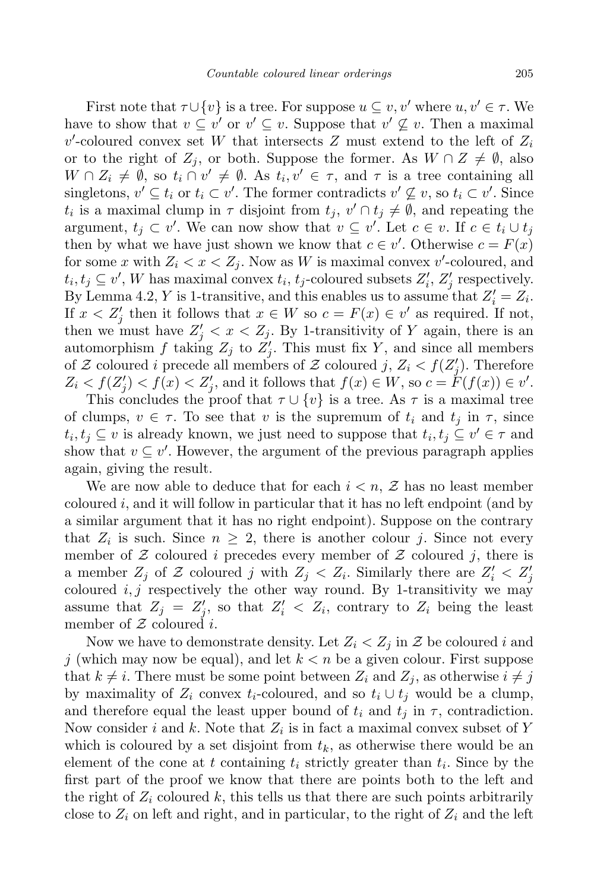First note that $\tau \cup \{v\}$ is a tree. For suppose $u \subseteq v, v'$ where $u, v' \in \tau$. We have to show that $v \subseteq v'$ or $v' \subseteq v$. Suppose that $v' \not\subseteq v$. Then a maximal $v'$-coloured convex set $W$ that intersects $Z$ must extend to the left of $Z_i$ or to the right of $Z_j$, or both. Suppose the former. As $W \cap Z \neq \emptyset$, also $W \cap Z_i \neq \emptyset$, so $t_i \cap v' \neq \emptyset$. As $t_i, v' \in \tau$, and $\tau$ is a tree containing all singletons, $v' \subseteq t_i$ or $t_i \subset v'$. The former contradicts $v' \not\subseteq v$, so $t_i \subset v'$. Since $t_i$ is a maximal clump in $\tau$ disjoint from $t_j$, $v' \cap t_j \neq \emptyset$, and repeating the argument, $t_j \subset v'$. We can now show that $v \subseteq v'$. Let $c \in v$. If $c \in t_i \cup t_j$ then by what we have just shown we know that $c \in v'$. Otherwise $c = F(x)$ for some $x$ with $Z_i < x < Z_j$. Now as $W$ is maximal convex $v'$-coloured, and $t_i, t_j \subseteq v'$, $W$ has maximal convex $t_i$, $t_j$-coloured subsets $Z'_i$, $Z'_j$ respectively. By Lemma 4.2, $Y$ is 1-transitive, and this enables us to assume that $Z'_i = Z_i$. If $x < Z'_j$ then it follows that $x \in W$ so $c = F(x) \in v'$ as required. If not, then we must have $Z'_j < x < Z_j$. By 1-transitivity of $Y$ again, there is an automorphism $f$ taking $Z_j$ to $Z'_j$. This must fix $Y$, and since all members of $\mathcal{Z}$ coloured $i$ precede all members of $\mathcal{Z}$ coloured $j$, $Z_i < f(Z'_j)$. Therefore $Z_i < f(Z'_j) < f(x) < Z'_j$, and it follows that $f(x) \in W$, so $c = F(f(x)) \in v'$.

This concludes the proof that $\tau \cup \{v\}$ is a tree. As $\tau$ is a maximal tree of clumps, $v \in \tau$. To see that $v$ is the supremum of $t_i$ and $t_j$ in $\tau$, since $t_i, t_j \subseteq v$ is already known, we just need to suppose that $t_i, t_j \subseteq v' \in \tau$ and show that $v \subseteq v'$. However, the argument of the previous paragraph applies again, giving the result.

We are now able to deduce that for each $i < n$, $\mathcal{Z}$ has no least member coloured $i$, and it will follow in particular that it has no left endpoint (and by a similar argument that it has no right endpoint). Suppose on the contrary that $Z_i$ is such. Since $n \geq 2$, there is another colour $j$. Since not every member of $\mathcal{Z}$ coloured $i$ precedes every member of $\mathcal{Z}$ coloured $j$, there is a member $Z_j$ of $\mathcal{Z}$ coloured $j$ with $Z_j < Z_i$. Similarly there are $Z'_i < Z'_j$ coloured $i, j$ respectively the other way round. By 1-transitivity we may assume that $Z_j = Z'_j$, so that $Z'_i < Z_i$, contrary to $Z_i$ being the least member of $\mathcal{Z}$ coloured $i$.

Now we have to demonstrate density. Let $Z_i < Z_j$ in $\mathcal{Z}$ be coloured $i$ and $j$ (which may now be equal), and let $k < n$ be a given colour. First suppose that $k \neq i$. There must be some point between $Z_i$ and $Z_j$, as otherwise $i \neq j$ by maximality of $Z_i$ convex $t_i$-coloured, and so $t_i \cup t_j$ would be a clump, and therefore equal the least upper bound of $t_i$ and $t_j$ in $\tau$, contradiction. Now consider $i$ and $k$. Note that $Z_i$ is in fact a maximal convex subset of $Y$ which is coloured by a set disjoint from $t_k$, as otherwise there would be an element of the cone at $t$ containing $t_i$ strictly greater than $t_i$. Since by the first part of the proof we know that there are points both to the left and the right of $Z_i$ coloured $k$, this tells us that there are such points arbitrarily close to $Z_i$ on left and right, and in particular, to the right of $Z_i$ and the left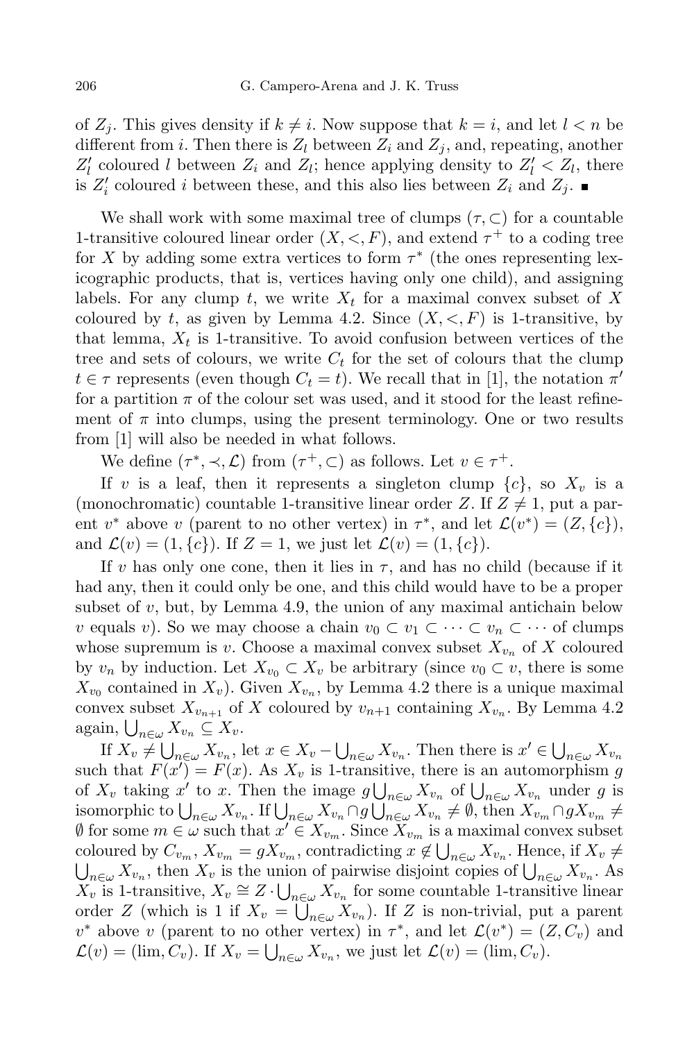of $Z_j$. This gives density if $k \neq i$. Now suppose that $k = i$, and let $l < n$ be different from $i$. Then there is $Z_l$ between $Z_i$ and $Z_j$, and, repeating, another $Z_l'$ coloured $l$ between $Z_i$ and $Z_l$; hence applying density to $Z_l' < Z_l$, there is $Z_i'$ coloured $i$ between these, and this also lies between $Z_i$ and $Z_j$. ■

We shall work with some maximal tree of clumps $(\tau, \subset)$ for a countable 1-transitive coloured linear order $(X, <, F)$, and extend $\tau^+$ to a coding tree for $X$ by adding some extra vertices to form $\tau^*$ (the ones representing lexicographic products, that is, vertices having only one child), and assigning labels. For any clump $t$, we write $X_t$ for a maximal convex subset of $X$ coloured by $t$, as given by Lemma 4.2. Since $(X, <, F)$ is 1-transitive, by that lemma, $X_t$ is 1-transitive. To avoid confusion between vertices of the tree and sets of colours, we write $C_t$ for the set of colours that the clump $t \in \tau$ represents (even though $C_t = t$). We recall that in [1], the notation $\pi'$ for a partition $\pi$ of the colour set was used, and it stood for the least refinement of $\pi$ into clumps, using the present terminology. One or two results from [1] will also be needed in what follows.

We define $(\tau^*, \prec, \mathcal{L})$ from $(\tau^+, \subset)$ as follows. Let $v \in \tau^+$.

If $v$ is a leaf, then it represents a singleton clump $\{c\}$, so $X_v$ is a (monochromatic) countable 1-transitive linear order $Z$. If $Z \neq 1$, put a parent $v^*$ above $v$ (parent to no other vertex) in $\tau^*$, and let $\mathcal{L}(v^*) = (Z, \{c\})$, and $\mathcal{L}(v) = (1, \{c\})$. If $Z = 1$, we just let $\mathcal{L}(v) = (1, \{c\})$.

If $v$ has only one cone, then it lies in $\tau$, and has no child (because if it had any, then it could only be one, and this child would have to be a proper subset of $v$, but, by Lemma 4.9, the union of any maximal antichain below $v$ equals $v$). So we may choose a chain $v_0 \subset v_1 \subset \cdots \subset v_n \subset \cdots$ of clumps whose supremum is $v$. Choose a maximal convex subset $X_{v_n}$ of $X$ coloured by $v_n$ by induction. Let $X_{v_0} \subset X_v$ be arbitrary (since $v_0 \subset v$, there is some $X_{v_0}$ contained in $X_v$). Given $X_{v_n}$, by Lemma 4.2 there is a unique maximal convex subset $X_{v_{n+1}}$ of $X$ coloured by $v_{n+1}$ containing $X_{v_n}$. By Lemma 4.2 again, $\bigcup_{n\in\omega} X_{v_n} \subseteq X_v$.

If $X_v \neq \bigcup_{n\in\omega} X_{v_n}$, let $x \in X_v - \bigcup_{n\in\omega} X_{v_n}$. Then there is $x' \in \bigcup_{n\in\omega} X_{v_n}$ such that $F(x') = F(x)$. As $X_v$ is 1-transitive, there is an automorphism $g$ of $X_v$ taking $x'$ to $x$. Then the image $g\bigcup_{n\in\omega} X_{v_n}$ of $\bigcup_{n\in\omega} X_{v_n}$ under $g$ is isomorphic to $\bigcup_{n\in\omega} X_{v_n}$. If $\bigcup_{n\in\omega} X_{v_n} \cap g\bigcup_{n\in\omega} X_{v_n} \neq \emptyset$, then $X_{v_m} \cap gX_{v_m} \neq \emptyset$ for some $m \in \omega$ such that $x' \in X_{v_m}$. Since $X_{v_m}$ is a maximal convex subset coloured by $C_{v_m}$, $X_{v_m} = gX_{v_m}$, contradicting $x \notin \bigcup_{n\in\omega} X_{v_n}$. Hence, if $X_v \neq \bigcup_{n\in\omega} X_{v_n}$, then $X_v$ is the union of pairwise disjoint copies of $\bigcup_{n\in\omega} X_{v_n}$. As $X_v$ is 1-transitive, $X_v \cong Z \cdot \bigcup_{n\in\omega} X_{v_n}$ for some countable 1-transitive linear order $Z$ (which is 1 if $X_v = \bigcup_{n\in\omega} X_{v_n}$). If $Z$ is non-trivial, put a parent $v^*$ above $v$ (parent to no other vertex) in $\tau^*$, and let $\mathcal{L}(v^*) = (Z, C_v)$ and $\mathcal{L}(v) = (\lim, C_v)$. If $X_v = \bigcup_{n\in\omega} X_{v_n}$, we just let $\mathcal{L}(v) = (\lim, C_v)$.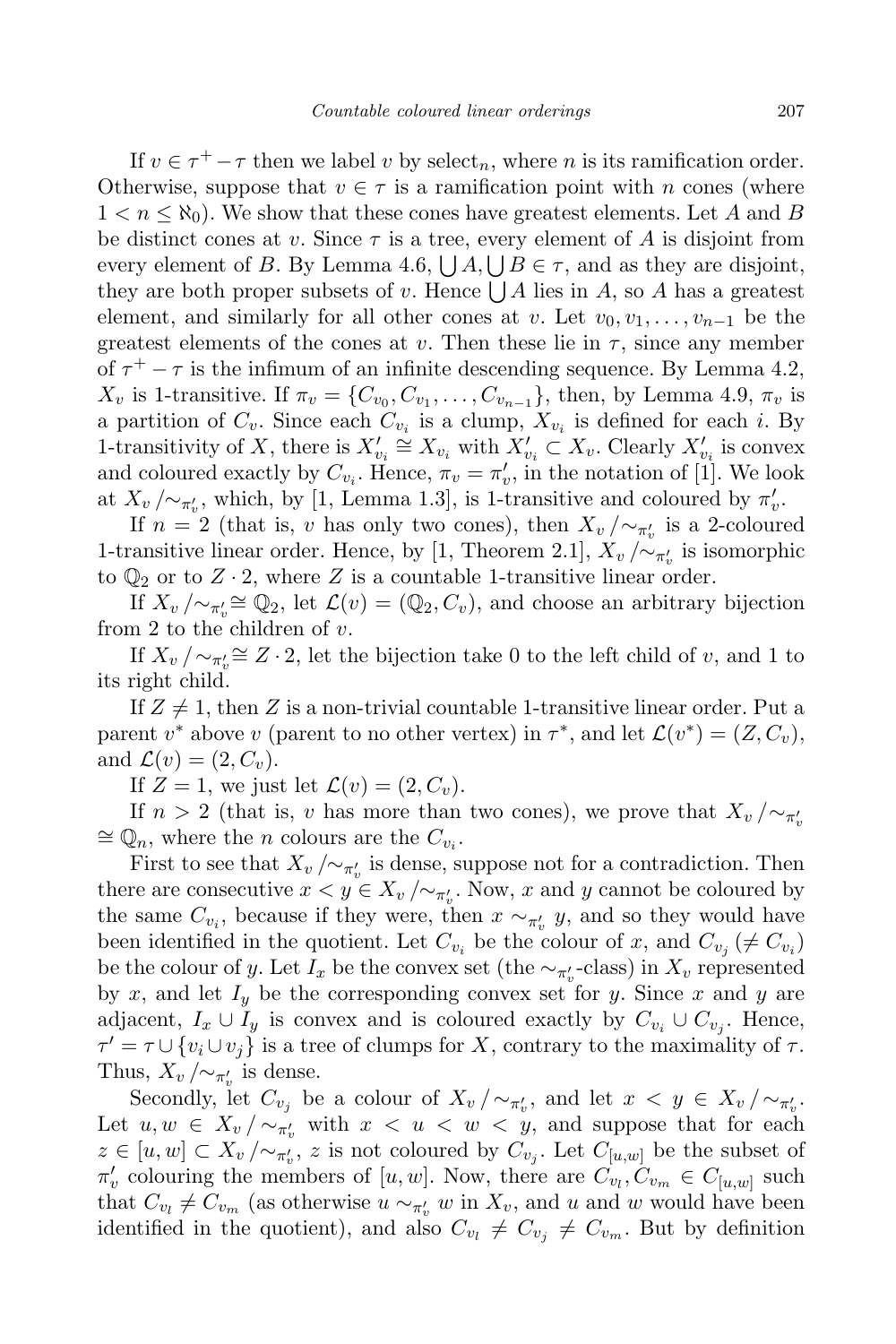If $v \in \tau^+ - \tau$ then we label $v$ by $\mathrm{select}_n$, where $n$ is its ramification order. Otherwise, suppose that $v \in \tau$ is a ramification point with $n$ cones (where $1 < n \leq \aleph_0$). We show that these cones have greatest elements. Let $A$ and $B$ be distinct cones at $v$. Since $\tau$ is a tree, every element of $A$ is disjoint from every element of $B$. By Lemma 4.6, $\bigcup A, \bigcup B \in \tau$, and as they are disjoint, they are both proper subsets of $v$. Hence $\bigcup A$ lies in $A$, so $A$ has a greatest element, and similarly for all other cones at $v$. Let $v_0, v_1, \ldots, v_{n-1}$ be the greatest elements of the cones at $v$. Then these lie in $\tau$, since any member of $\tau^+ - \tau$ is the infimum of an infinite descending sequence. By Lemma 4.2, $X_v$ is 1-transitive. If $\pi_v = \{C_{v_0}, C_{v_1}, \ldots, C_{v_{n-1}}\}$, then, by Lemma 4.9, $\pi_v$ is a partition of $C_v$. Since each $C_{v_i}$ is a clump, $X_{v_i}$ is defined for each $i$. By 1-transitivity of $X$, there is $X'_{v_i} \cong X_{v_i}$ with $X'_{v_i} \subset X_v$. Clearly $X'_{v_i}$ is convex and coloured exactly by $C_{v_i}$. Hence, $\pi_v = \pi'_v$, in the notation of [1]. We look at $X_v / {\sim_{\pi'_v}}$, which, by [1, Lemma 1.3], is 1-transitive and coloured by $\pi'_v$.

If $n = 2$ (that is, $v$ has only two cones), then $X_v / {\sim_{\pi'_v}}$ is a 2-coloured 1-transitive linear order. Hence, by [1, Theorem 2.1], $X_v / {\sim_{\pi'_v}}$ is isomorphic to $\mathbb{Q}_2$ or to $Z \cdot 2$, where $Z$ is a countable 1-transitive linear order.

If $X_v / {\sim_{\pi'_v}} \cong \mathbb{Q}_2$, let $\mathcal{L}(v) = (\mathbb{Q}_2, C_v)$, and choose an arbitrary bijection from 2 to the children of $v$.

If $X_v / {\sim_{\pi'_v}} \cong Z \cdot 2$, let the bijection take 0 to the left child of $v$, and 1 to its right child.

If $Z \neq 1$, then $Z$ is a non-trivial countable 1-transitive linear order. Put a parent $v^*$ above $v$ (parent to no other vertex) in $\tau^*$, and let $\mathcal{L}(v^*) = (Z, C_v)$, and $\mathcal{L}(v) = (2, C_v)$.

If $Z = 1$, we just let $\mathcal{L}(v) = (2, C_v)$.

If $n > 2$ (that is, $v$ has more than two cones), we prove that $X_v / {\sim_{\pi'_v}} \cong \mathbb{Q}_n$, where the $n$ colours are the $C_{v_i}$.

First to see that $X_v / {\sim_{\pi'_v}}$ is dense, suppose not for a contradiction. Then there are consecutive $x < y \in X_v / {\sim_{\pi'_v}}$. Now, $x$ and $y$ cannot be coloured by the same $C_{v_i}$, because if they were, then $x \sim_{\pi'_v} y$, and so they would have been identified in the quotient. Let $C_{v_i}$ be the colour of $x$, and $C_{v_j}$ ($\neq C_{v_i}$) be the colour of $y$. Let $I_x$ be the convex set (the $\sim_{\pi'_v}$-class) in $X_v$ represented by $x$, and let $I_y$ be the corresponding convex set for $y$. Since $x$ and $y$ are adjacent, $I_x \cup I_y$ is convex and is coloured exactly by $C_{v_i} \cup C_{v_j}$. Hence, $\tau' = \tau \cup \{v_i \cup v_j\}$ is a tree of clumps for $X$, contrary to the maximality of $\tau$. Thus, $X_v / {\sim_{\pi'_v}}$ is dense.

Secondly, let $C_{v_j}$ be a colour of $X_v / {\sim_{\pi'_v}}$, and let $x < y \in X_v / {\sim_{\pi'_v}}$. Let $u, w \in X_v / {\sim_{\pi'_v}}$ with $x < u < w < y$, and suppose that for each $z \in [u, w] \subset X_v / {\sim_{\pi'_v}}$, $z$ is not coloured by $C_{v_j}$. Let $C_{[u,w]}$ be the subset of $\pi'_v$ colouring the members of $[u, w]$. Now, there are $C_{v_l}, C_{v_m} \in C_{[u,w]}$ such that $C_{v_l} \neq C_{v_m}$ (as otherwise $u \sim_{\pi'_v} w$ in $X_v$, and $u$ and $w$ would have been identified in the quotient), and also $C_{v_l} \neq C_{v_j} \neq C_{v_m}$. But by definition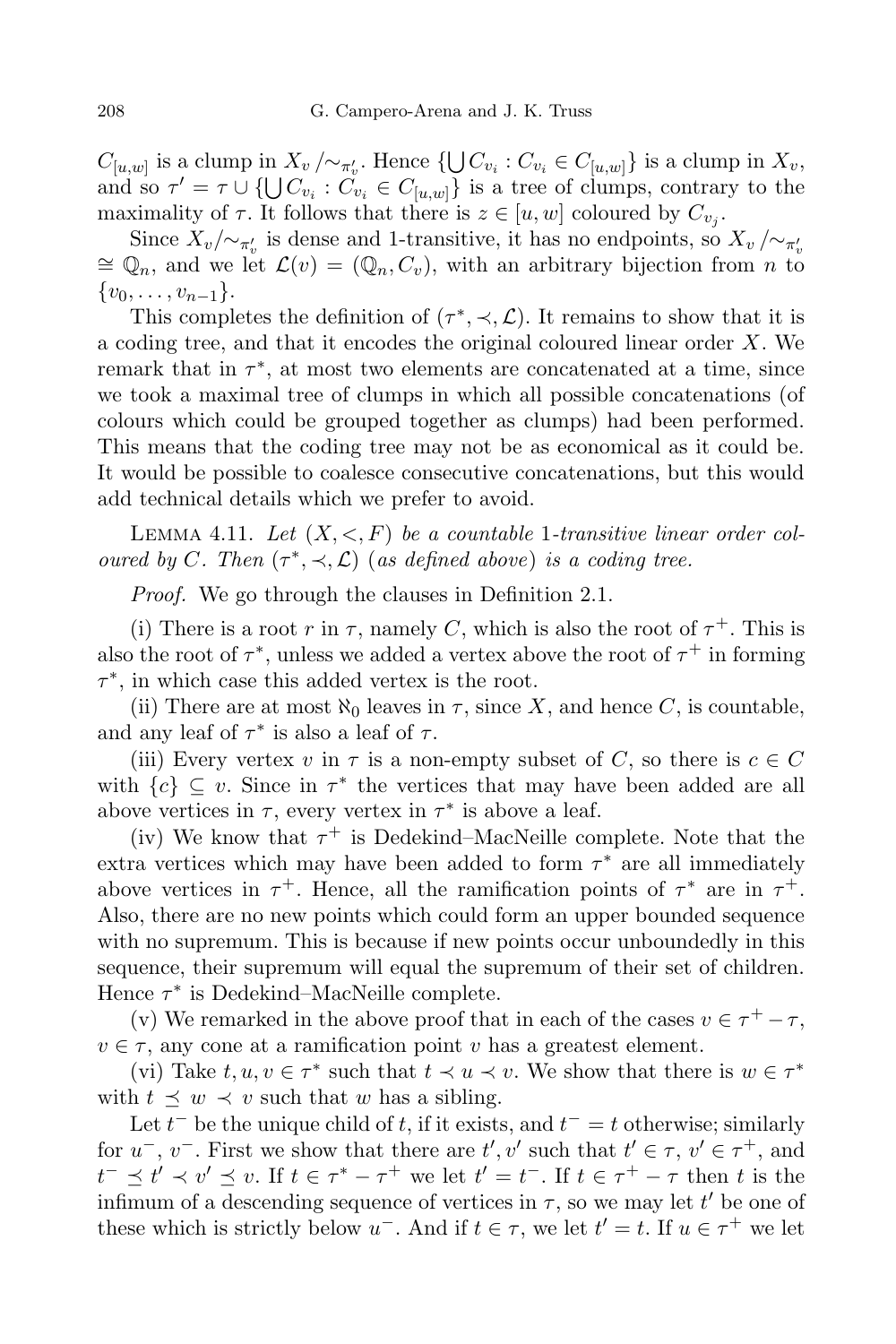$C_{[u,w]}$ is a clump in $X_v/\!\sim_{\pi'_v}$. Hence $\{\bigcup C_{v_i} : C_{v_i} \in C_{[u,w]}\}$ is a clump in $X_v$, and so $\tau' = \tau \cup \{\bigcup C_{v_i} : C_{v_i} \in C_{[u,w]}\}$ is a tree of clumps, contrary to the maximality of $\tau$. It follows that there is $z \in [u, w]$ coloured by $C_{v_j}$.

Since $X_v/\!\sim_{\pi'_v}$ is dense and 1-transitive, it has no endpoints, so $X_v/\!\sim_{\pi'_v} \cong \mathbb{Q}_n$, and we let $\mathcal{L}(v) = (\mathbb{Q}_n, C_v)$, with an arbitrary bijection from $n$ to $\{v_0, \ldots, v_{n-1}\}$.

This completes the definition of $(\tau^*, \prec, \mathcal{L})$. It remains to show that it is a coding tree, and that it encodes the original coloured linear order $X$. We remark that in $\tau^*$, at most two elements are concatenated at a time, since we took a maximal tree of clumps in which all possible concatenations (of colours which could be grouped together as clumps) had been performed. This means that the coding tree may not be as economical as it could be. It would be possible to coalesce consecutive concatenations, but this would add technical details which we prefer to avoid.

LEMMA 4.11. *Let $(X, <, F)$ be a countable 1-transitive linear order coloured by $C$. Then $(\tau^*, \prec, \mathcal{L})$ (as defined above) is a coding tree.*

*Proof.* We go through the clauses in Definition 2.1.

(i) There is a root $r$ in $\tau$, namely $C$, which is also the root of $\tau^+$. This is also the root of $\tau^*$, unless we added a vertex above the root of $\tau^+$ in forming $\tau^*$, in which case this added vertex is the root.

(ii) There are at most $\aleph_0$ leaves in $\tau$, since $X$, and hence $C$, is countable, and any leaf of $\tau^*$ is also a leaf of $\tau$.

(iii) Every vertex $v$ in $\tau$ is a non-empty subset of $C$, so there is $c \in C$ with $\{c\} \subseteq v$. Since in $\tau^*$ the vertices that may have been added are all above vertices in $\tau$, every vertex in $\tau^*$ is above a leaf.

(iv) We know that $\tau^+$ is Dedekind–MacNeille complete. Note that the extra vertices which may have been added to form $\tau^*$ are all immediately above vertices in $\tau^+$. Hence, all the ramification points of $\tau^*$ are in $\tau^+$. Also, there are no new points which could form an upper bounded sequence with no supremum. This is because if new points occur unboundedly in this sequence, their supremum will equal the supremum of their set of children. Hence $\tau^*$ is Dedekind–MacNeille complete.

(v) We remarked in the above proof that in each of the cases $v \in \tau^+ - \tau$, $v \in \tau$, any cone at a ramification point $v$ has a greatest element.

(vi) Take $t, u, v \in \tau^*$ such that $t \prec u \prec v$. We show that there is $w \in \tau^*$ with $t \preceq w \prec v$ such that $w$ has a sibling.

Let $t^-$ be the unique child of $t$, if it exists, and $t^- = t$ otherwise; similarly for $u^-$, $v^-$. First we show that there are $t', v'$ such that $t' \in \tau$, $v' \in \tau^+$, and $t^- \preceq t' \prec v' \preceq v$. If $t \in \tau^* - \tau^+$ we let $t' = t^-$. If $t \in \tau^+ - \tau$ then $t$ is the infimum of a descending sequence of vertices in $\tau$, so we may let $t'$ be one of these which is strictly below $u^-$. And if $t \in \tau$, we let $t' = t$. If $u \in \tau^+$ we let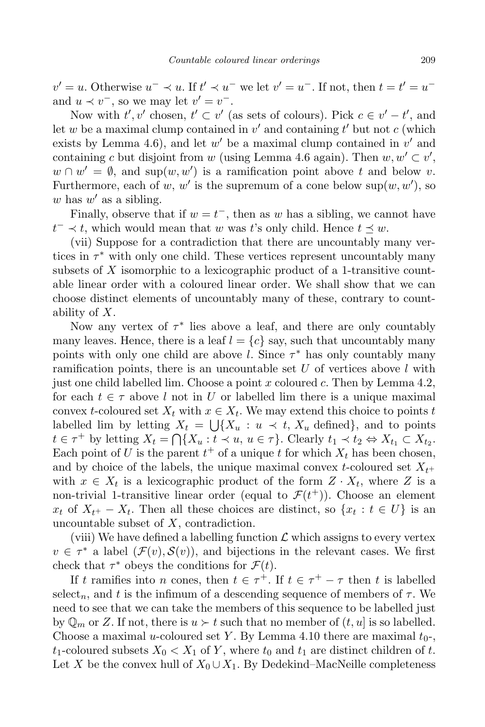$v' = u$. Otherwise $u^- \prec u$. If $t' \prec u^-$ we let $v' = u^-$. If not, then $t = t' = u^-$ and $u \prec v^-$, so we may let $v' = v^-$.

Now with $t', v'$ chosen, $t' \subset v'$ (as sets of colours). Pick $c \in v' - t'$, and let $w$ be a maximal clump contained in $v'$ and containing $t'$ but not $c$ (which exists by Lemma 4.6), and let $w'$ be a maximal clump contained in $v'$ and containing $c$ but disjoint from $w$ (using Lemma 4.6 again). Then $w, w' \subset v'$, $w \cap w' = \emptyset$, and $\sup(w, w')$ is a ramification point above $t$ and below $v$. Furthermore, each of $w$, $w'$ is the supremum of a cone below $\sup(w, w')$, so $w$ has $w'$ as a sibling.

Finally, observe that if $w = t^-$, then as $w$ has a sibling, we cannot have $t^- \prec t$, which would mean that $w$ was $t$'s only child. Hence $t \preceq w$.

(vii) Suppose for a contradiction that there are uncountably many vertices in $\tau^*$ with only one child. These vertices represent uncountably many subsets of $X$ isomorphic to a lexicographic product of a 1-transitive countable linear order with a coloured linear order. We shall show that we can choose distinct elements of uncountably many of these, contrary to countability of $X$.

Now any vertex of $\tau^*$ lies above a leaf, and there are only countably many leaves. Hence, there is a leaf $l = \{c\}$ say, such that uncountably many points with only one child are above $l$. Since $\tau^*$ has only countably many ramification points, there is an uncountable set $U$ of vertices above $l$ with just one child labelled lim. Choose a point $x$ coloured $c$. Then by Lemma 4.2, for each $t \in \tau$ above $l$ not in $U$ or labelled lim there is a unique maximal convex $t$-coloured set $X_t$ with $x \in X_t$. We may extend this choice to points $t$ labelled lim by letting $X_t = \bigcup\{X_u : u \prec t,\, X_u \text{ defined}\}$, and to points $t \in \tau^+$ by letting $X_t = \bigcap\{X_u : t \prec u,\, u \in \tau\}$. Clearly $t_1 \prec t_2 \Leftrightarrow X_{t_1} \subset X_{t_2}$. Each point of $U$ is the parent $t^+$ of a unique $t$ for which $X_t$ has been chosen, and by choice of the labels, the unique maximal convex $t$-coloured set $X_{t^+}$ with $x \in X_t$ is a lexicographic product of the form $Z \cdot X_t$, where $Z$ is a non-trivial 1-transitive linear order (equal to $\mathcal{F}(t^+)$). Choose an element $x_t$ of $X_{t^+} - X_t$. Then all these choices are distinct, so $\{x_t : t \in U\}$ is an uncountable subset of $X$, contradiction.

(viii) We have defined a labelling function $\mathcal{L}$ which assigns to every vertex $v \in \tau^*$ a label $(\mathcal{F}(v), \mathcal{S}(v))$, and bijections in the relevant cases. We first check that $\tau^*$ obeys the conditions for $\mathcal{F}(t)$.

If $t$ ramifies into $n$ cones, then $t \in \tau^+$. If $t \in \tau^+ - \tau$ then $t$ is labelled select$_n$, and $t$ is the infimum of a descending sequence of members of $\tau$. We need to see that we can take the members of this sequence to be labelled just by $\mathbb{Q}_m$ or $Z$. If not, there is $u \succ t$ such that no member of $(t, u]$ is so labelled. Choose a maximal $u$-coloured set $Y$. By Lemma 4.10 there are maximal $t_0$-, $t_1$-coloured subsets $X_0 < X_1$ of $Y$, where $t_0$ and $t_1$ are distinct children of $t$. Let $X$ be the convex hull of $X_0 \cup X_1$. By Dedekind–MacNeille completeness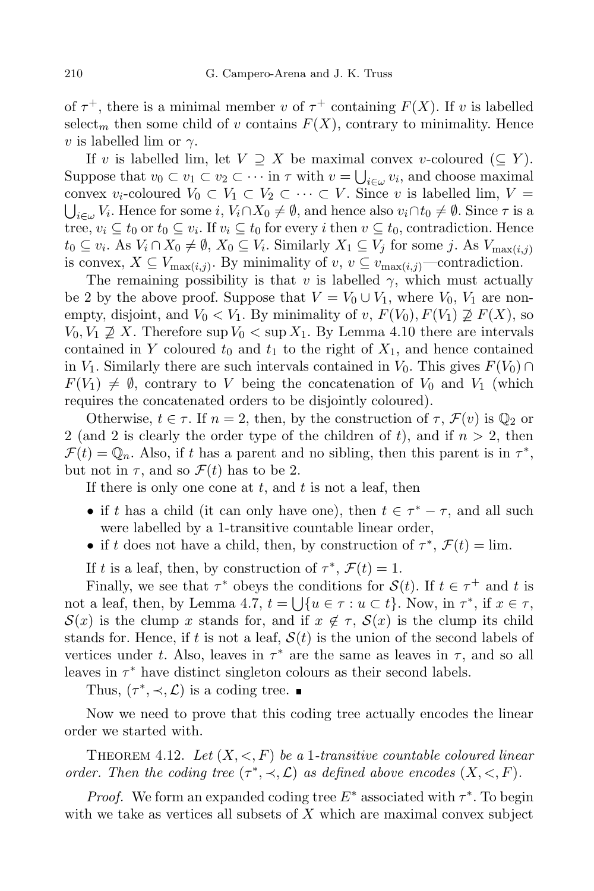of $\tau^+$, there is a minimal member $v$ of $\tau^+$ containing $F(X)$. If $v$ is labelled select$_m$ then some child of $v$ contains $F(X)$, contrary to minimality. Hence $v$ is labelled lim or $\gamma$.

If $v$ is labelled lim, let $V \supseteq X$ be maximal convex $v$-coloured ($\subseteq Y$). Suppose that $v_0 \subset v_1 \subset v_2 \subset \cdots$ in $\tau$ with $v = \bigcup_{i\in\omega} v_i$, and choose maximal convex $v_i$-coloured $V_0 \subset V_1 \subset V_2 \subset \cdots \subset V$. Since $v$ is labelled lim, $V = \bigcup_{i\in\omega} V_i$. Hence for some $i$, $V_i \cap X_0 \neq \emptyset$, and hence also $v_i \cap t_0 \neq \emptyset$. Since $\tau$ is a tree, $v_i \subseteq t_0$ or $t_0 \subseteq v_i$. If $v_i \subseteq t_0$ for every $i$ then $v \subseteq t_0$, contradiction. Hence $t_0 \subseteq v_i$. As $V_i \cap X_0 \neq \emptyset$, $X_0 \subseteq V_i$. Similarly $X_1 \subseteq V_j$ for some $j$. As $V_{\max(i,j)}$ is convex, $X \subseteq V_{\max(i,j)}$. By minimality of $v$, $v \subseteq v_{\max(i,j)}$—contradiction.

The remaining possibility is that $v$ is labelled $\gamma$, which must actually be 2 by the above proof. Suppose that $V = V_0 \cup V_1$, where $V_0$, $V_1$ are nonempty, disjoint, and $V_0 < V_1$. By minimality of $v$, $F(V_0), F(V_1) \not\supseteq F(X)$, so $V_0, V_1 \not\supseteq X$. Therefore $\sup V_0 < \sup X_1$. By Lemma 4.10 there are intervals contained in $Y$ coloured $t_0$ and $t_1$ to the right of $X_1$, and hence contained in $V_1$. Similarly there are such intervals contained in $V_0$. This gives $F(V_0) \cap F(V_1) \neq \emptyset$, contrary to $V$ being the concatenation of $V_0$ and $V_1$ (which requires the concatenated orders to be disjointly coloured).

Otherwise, $t \in \tau$. If $n = 2$, then, by the construction of $\tau$, $\mathcal{F}(v)$ is $\mathbb{Q}_2$ or 2 (and 2 is clearly the order type of the children of $t$), and if $n > 2$, then $\mathcal{F}(t) = \mathbb{Q}_n$. Also, if $t$ has a parent and no sibling, then this parent is in $\tau^*$, but not in $\tau$, and so $\mathcal{F}(t)$ has to be 2.

If there is only one cone at $t$, and $t$ is not a leaf, then

- if $t$ has a child (it can only have one), then $t \in \tau^* - \tau$, and all such were labelled by a 1-transitive countable linear order,
- if $t$ does not have a child, then, by construction of $\tau^*$, $\mathcal{F}(t) = \text{lim}$.

If $t$ is a leaf, then, by construction of $\tau^*$, $\mathcal{F}(t) = 1$.

Finally, we see that $\tau^*$ obeys the conditions for $\mathcal{S}(t)$. If $t \in \tau^+$ and $t$ is not a leaf, then, by Lemma 4.7, $t = \bigcup\{u \in \tau : u \subset t\}$. Now, in $\tau^*$, if $x \in \tau$, $\mathcal{S}(x)$ is the clump $x$ stands for, and if $x \notin \tau$, $\mathcal{S}(x)$ is the clump its child stands for. Hence, if $t$ is not a leaf, $\mathcal{S}(t)$ is the union of the second labels of vertices under $t$. Also, leaves in $\tau^*$ are the same as leaves in $\tau$, and so all leaves in $\tau^*$ have distinct singleton colours as their second labels.

Thus, $(\tau^*, \prec, \mathcal{L})$ is a coding tree. ∎

Now we need to prove that this coding tree actually encodes the linear order we started with.

**Theorem 4.12.** *Let $(X, <, F)$ be a 1-transitive countable coloured linear order. Then the coding tree $(\tau^*, \prec, \mathcal{L})$ as defined above encodes $(X, <, F)$.*

*Proof.* We form an expanded coding tree $E^*$ associated with $\tau^*$. To begin with we take as vertices all subsets of $X$ which are maximal convex subject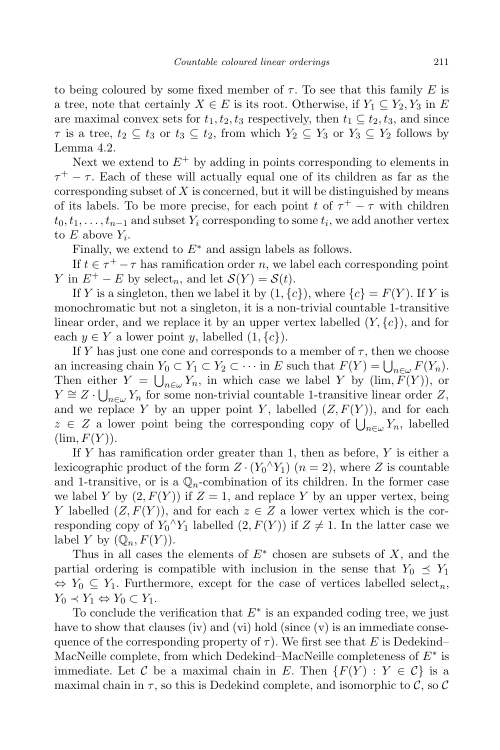to being coloured by some fixed member of $\tau$. To see that this family $E$ is a tree, note that certainly $X \in E$ is its root. Otherwise, if $Y_1 \subseteq Y_2, Y_3$ in $E$ are maximal convex sets for $t_1, t_2, t_3$ respectively, then $t_1 \subseteq t_2, t_3$, and since $\tau$ is a tree, $t_2 \subseteq t_3$ or $t_3 \subseteq t_2$, from which $Y_2 \subseteq Y_3$ or $Y_3 \subseteq Y_2$ follows by Lemma 4.2.

Next we extend to $E^+$ by adding in points corresponding to elements in $\tau^+ - \tau$. Each of these will actually equal one of its children as far as the corresponding subset of $X$ is concerned, but it will be distinguished by means of its labels. To be more precise, for each point $t$ of $\tau^+ - \tau$ with children $t_0, t_1, \ldots, t_{n-1}$ and subset $Y_i$ corresponding to some $t_i$, we add another vertex to $E$ above $Y_i$.

Finally, we extend to $E^*$ and assign labels as follows.

If $t \in \tau^+ - \tau$ has ramification order $n$, we label each corresponding point $Y$ in $E^+ - E$ by select$_n$, and let $\mathcal{S}(Y) = \mathcal{S}(t)$.

If $Y$ is a singleton, then we label it by $(1, \{c\})$, where $\{c\} = F(Y)$. If $Y$ is monochromatic but not a singleton, it is a non-trivial countable 1-transitive linear order, and we replace it by an upper vertex labelled $(Y, \{c\})$, and for each $y \in Y$ a lower point $y$, labelled $(1, \{c\})$.

If $Y$ has just one cone and corresponds to a member of $\tau$, then we choose an increasing chain $Y_0 \subset Y_1 \subset Y_2 \subset \cdots$ in $E$ such that $F(Y) = \bigcup_{n\in\omega} F(Y_n)$. Then either $Y = \bigcup_{n\in\omega} Y_n$, in which case we label $Y$ by $(\lim, F(Y))$, or $Y \cong Z \cdot \bigcup_{n\in\omega} Y_n$ for some non-trivial countable 1-transitive linear order $Z$, and we replace $Y$ by an upper point $Y$, labelled $(Z, F(Y))$, and for each $z \in Z$ a lower point being the corresponding copy of $\bigcup_{n\in\omega} Y_n$, labelled $(\lim, F(Y))$.

If $Y$ has ramification order greater than 1, then as before, $Y$ is either a lexicographic product of the form $Z \cdot (Y_0{}^\wedge Y_1)$ ($n = 2$), where $Z$ is countable and 1-transitive, or is a $\mathbb{Q}_n$-combination of its children. In the former case we label $Y$ by $(2, F(Y))$ if $Z = 1$, and replace $Y$ by an upper vertex, being $Y$ labelled $(Z, F(Y))$, and for each $z \in Z$ a lower vertex which is the corresponding copy of $Y_0{}^\wedge Y_1$ labelled $(2, F(Y))$ if $Z \neq 1$. In the latter case we label $Y$ by $(\mathbb{Q}_n, F(Y))$.

Thus in all cases the elements of $E^*$ chosen are subsets of $X$, and the partial ordering is compatible with inclusion in the sense that $Y_0 \preceq Y_1 \Leftrightarrow Y_0 \subseteq Y_1$. Furthermore, except for the case of vertices labelled select$_n$, $Y_0 \prec Y_1 \Leftrightarrow Y_0 \subset Y_1$.

To conclude the verification that $E^*$ is an expanded coding tree, we just have to show that clauses (iv) and (vi) hold (since (v) is an immediate consequence of the corresponding property of $\tau$). We first see that $E$ is Dedekind–MacNeille complete, from which Dedekind–MacNeille completeness of $E^*$ is immediate. Let $\mathcal{C}$ be a maximal chain in $E$. Then $\{F(Y) : Y \in \mathcal{C}\}$ is a maximal chain in $\tau$, so this is Dedekind complete, and isomorphic to $\mathcal{C}$, so $\mathcal{C}$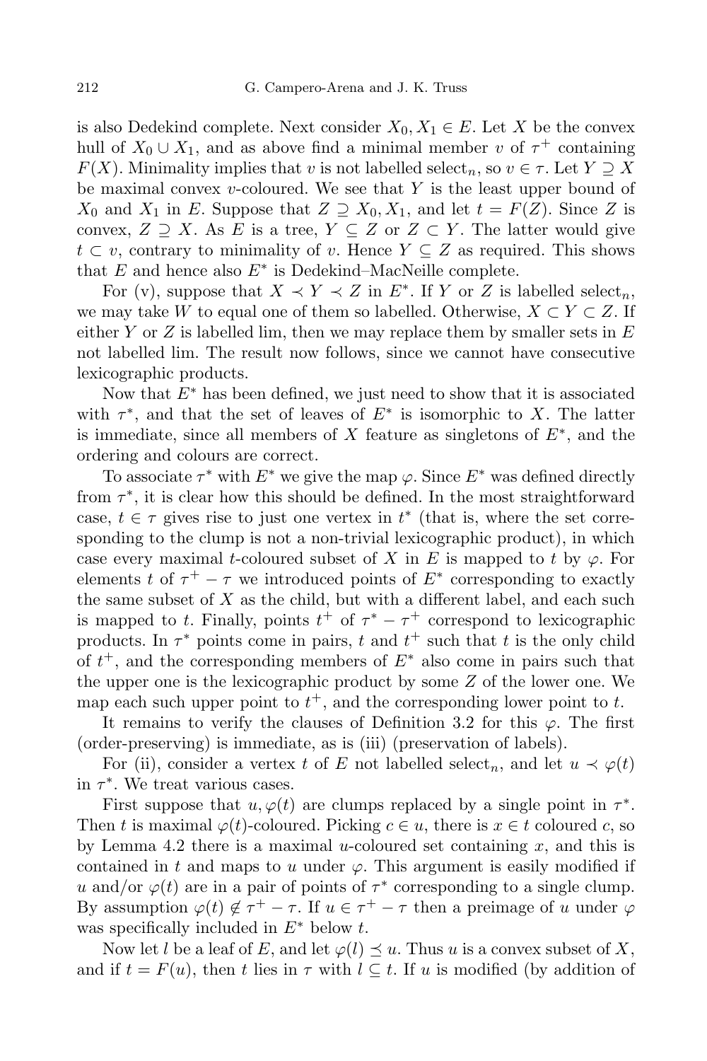is also Dedekind complete. Next consider $X_0, X_1 \in E$. Let $X$ be the convex hull of $X_0 \cup X_1$, and as above find a minimal member $v$ of $\tau^+$ containing $F(X)$. Minimality implies that $v$ is not labelled $\text{select}_n$, so $v \in \tau$. Let $Y \supseteq X$ be maximal convex $v$-coloured. We see that $Y$ is the least upper bound of $X_0$ and $X_1$ in $E$. Suppose that $Z \supseteq X_0, X_1$, and let $t = F(Z)$. Since $Z$ is convex, $Z \supseteq X$. As $E$ is a tree, $Y \subseteq Z$ or $Z \subset Y$. The latter would give $t \subset v$, contrary to minimality of $v$. Hence $Y \subseteq Z$ as required. This shows that $E$ and hence also $E^*$ is Dedekind–MacNeille complete.

For (v), suppose that $X \prec Y \prec Z$ in $E^*$. If $Y$ or $Z$ is labelled $\text{select}_n$, we may take $W$ to equal one of them so labelled. Otherwise, $X \subset Y \subset Z$. If either $Y$ or $Z$ is labelled lim, then we may replace them by smaller sets in $E$ not labelled lim. The result now follows, since we cannot have consecutive lexicographic products.

Now that $E^*$ has been defined, we just need to show that it is associated with $\tau^*$, and that the set of leaves of $E^*$ is isomorphic to $X$. The latter is immediate, since all members of $X$ feature as singletons of $E^*$, and the ordering and colours are correct.

To associate $\tau^*$ with $E^*$ we give the map $\varphi$. Since $E^*$ was defined directly from $\tau^*$, it is clear how this should be defined. In the most straightforward case, $t \in \tau$ gives rise to just one vertex in $t^*$ (that is, where the set corresponding to the clump is not a non-trivial lexicographic product), in which case every maximal $t$-coloured subset of $X$ in $E$ is mapped to $t$ by $\varphi$. For elements $t$ of $\tau^+ - \tau$ we introduced points of $E^*$ corresponding to exactly the same subset of $X$ as the child, but with a different label, and each such is mapped to $t$. Finally, points $t^+$ of $\tau^* - \tau^+$ correspond to lexicographic products. In $\tau^*$ points come in pairs, $t$ and $t^+$ such that $t$ is the only child of $t^+$, and the corresponding members of $E^*$ also come in pairs such that the upper one is the lexicographic product by some $Z$ of the lower one. We map each such upper point to $t^+$, and the corresponding lower point to $t$.

It remains to verify the clauses of Definition 3.2 for this $\varphi$. The first (order-preserving) is immediate, as is (iii) (preservation of labels).

For (ii), consider a vertex $t$ of $E$ not labelled $\text{select}_n$, and let $u \prec \varphi(t)$ in $\tau^*$. We treat various cases.

First suppose that $u, \varphi(t)$ are clumps replaced by a single point in $\tau^*$. Then $t$ is maximal $\varphi(t)$-coloured. Picking $c \in u$, there is $x \in t$ coloured $c$, so by Lemma 4.2 there is a maximal $u$-coloured set containing $x$, and this is contained in $t$ and maps to $u$ under $\varphi$. This argument is easily modified if $u$ and/or $\varphi(t)$ are in a pair of points of $\tau^*$ corresponding to a single clump. By assumption $\varphi(t) \notin \tau^+ - \tau$. If $u \in \tau^+ - \tau$ then a preimage of $u$ under $\varphi$ was specifically included in $E^*$ below $t$.

Now let $l$ be a leaf of $E$, and let $\varphi(l) \preceq u$. Thus $u$ is a convex subset of $X$, and if $t = F(u)$, then $t$ lies in $\tau$ with $l \subseteq t$. If $u$ is modified (by addition of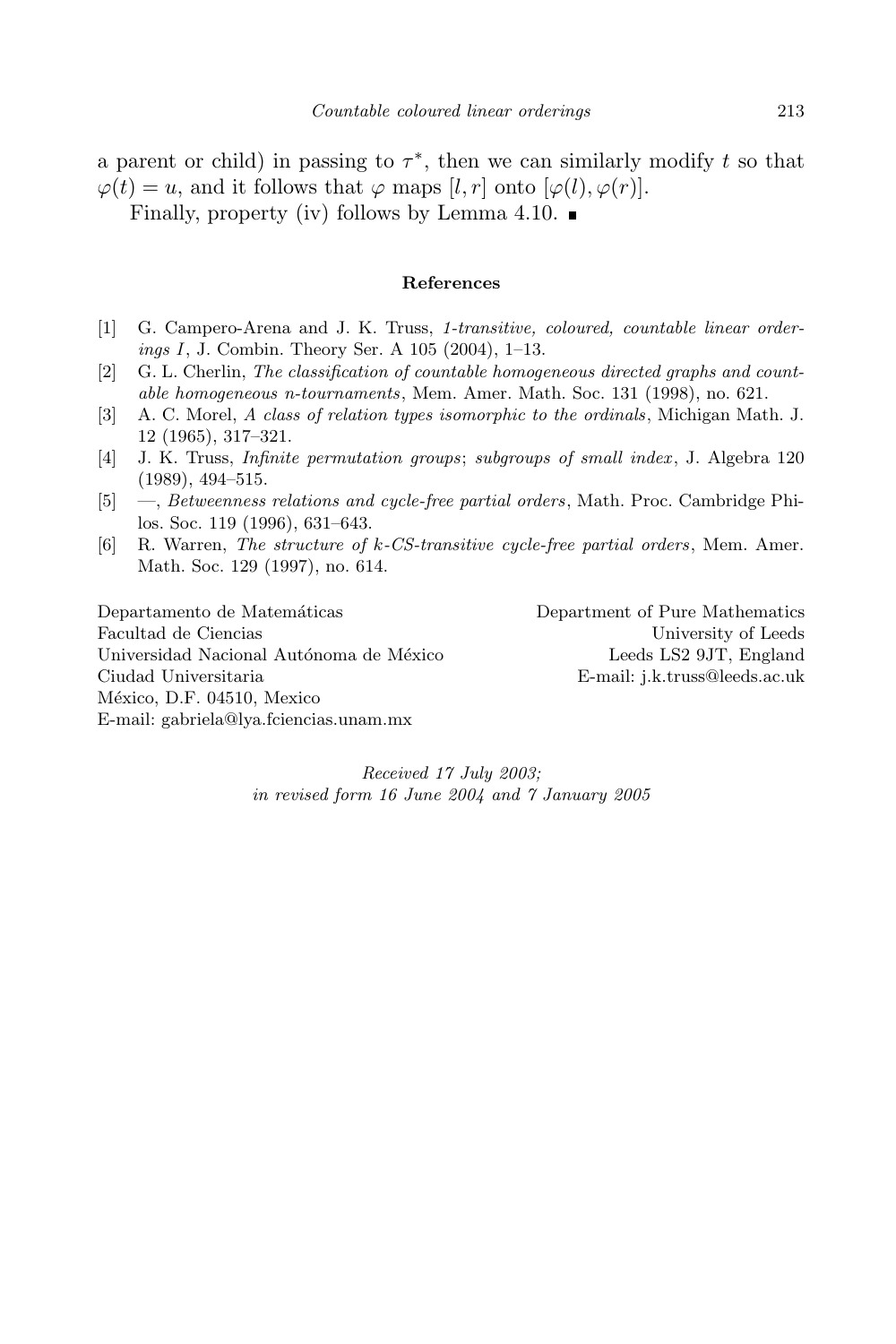a parent or child) in passing to $\tau^*$, then we can similarly modify $t$ so that $\varphi(t) = u$, and it follows that $\varphi$ maps $[l, r]$ onto $[\varphi(l), \varphi(r)]$.

Finally, property (iv) follows by Lemma 4.10. ∎

## References

[1] G. Campero-Arena and J. K. Truss, *1-transitive, coloured, countable linear orderings I*, J. Combin. Theory Ser. A 105 (2004), 1–13.

[2] G. L. Cherlin, *The classification of countable homogeneous directed graphs and countable homogeneous n-tournaments*, Mem. Amer. Math. Soc. 131 (1998), no. 621.

[3] A. C. Morel, *A class of relation types isomorphic to the ordinals*, Michigan Math. J. 12 (1965), 317–321.

[4] J. K. Truss, *Infinite permutation groups*; *subgroups of small index*, J. Algebra 120 (1989), 494–515.

[5] —, *Betweenness relations and cycle-free partial orders*, Math. Proc. Cambridge Philos. Soc. 119 (1996), 631–643.

[6] R. Warren, *The structure of k-CS-transitive cycle-free partial orders*, Mem. Amer. Math. Soc. 129 (1997), no. 614.

Departamento de Matemáticas
Facultad de Ciencias
Universidad Nacional Autónoma de México
Ciudad Universitaria
México, D.F. 04510, Mexico
E-mail: gabriela@lya.fciencias.unam.mx

Department of Pure Mathematics
University of Leeds
Leeds LS2 9JT, England
E-mail: j.k.truss@leeds.ac.uk

*Received 17 July 2003;*
*in revised form 16 June 2004 and 7 January 2005*